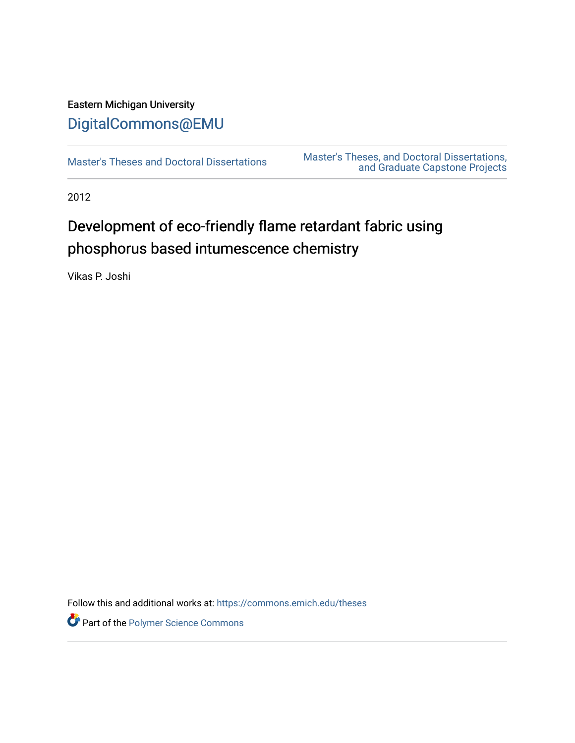Eastern Michigan University

DigitalCommons@EMU

Master's Theses and Doctoral Dissertations

Master's Theses, and Doctoral Dissertations, and Graduate Capstone Projects

2012

# Development of eco-friendly flame retardant fabric using phosphorus based intumescence chemistry

Vikas P. Joshi

Follow this and additional works at: https://commons.emich.edu/theses

Part of the Polymer Science Commons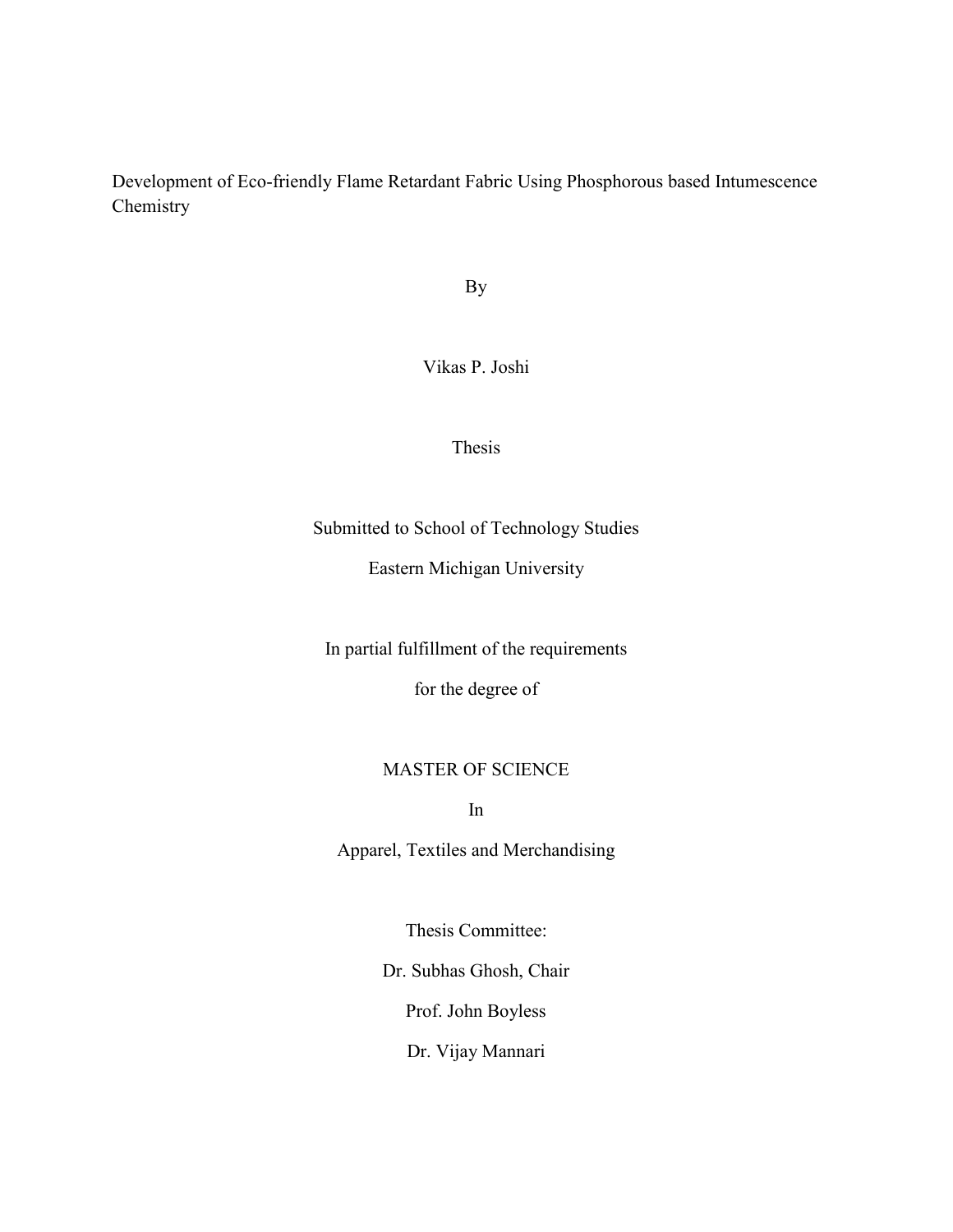Development of Eco-friendly Flame Retardant Fabric Using Phosphorous based Intumescence Chemistry

By

Vikas P. Joshi

Thesis

Submitted to School of Technology Studies

Eastern Michigan University

In partial fulfillment of the requirements

for the degree of

MASTER OF SCIENCE

In

Apparel, Textiles and Merchandising

Thesis Committee:

Dr. Subhas Ghosh, Chair

Prof. John Boyless

Dr. Vijay Mannari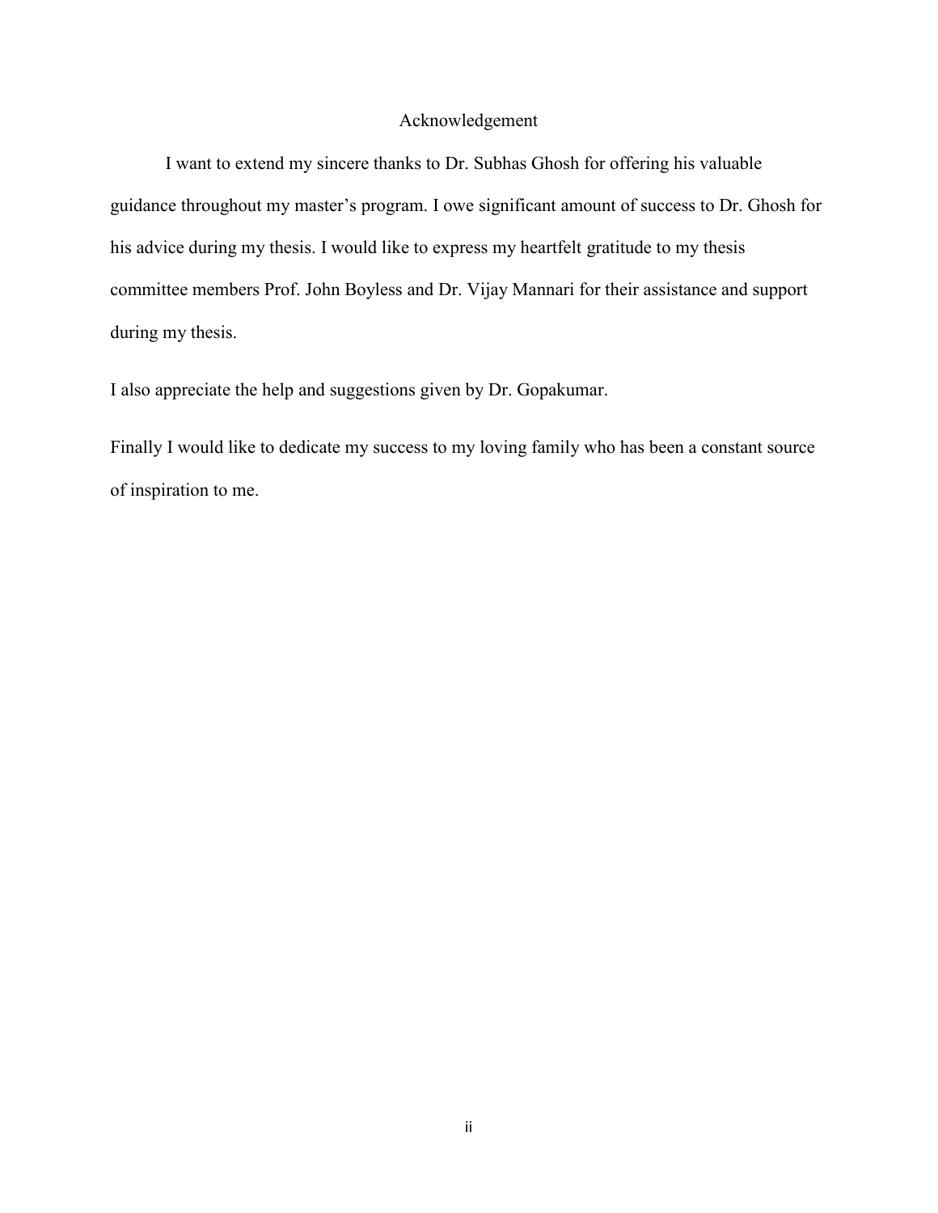# Acknowledgement

I want to extend my sincere thanks to Dr. Subhas Ghosh for offering his valuable guidance throughout my master's program. I owe significant amount of success to Dr. Ghosh for his advice during my thesis. I would like to express my heartfelt gratitude to my thesis committee members Prof. John Boyless and Dr. Vijay Mannari for their assistance and support during my thesis.

I also appreciate the help and suggestions given by Dr. Gopakumar.

Finally I would like to dedicate my success to my loving family who has been a constant source of inspiration to me.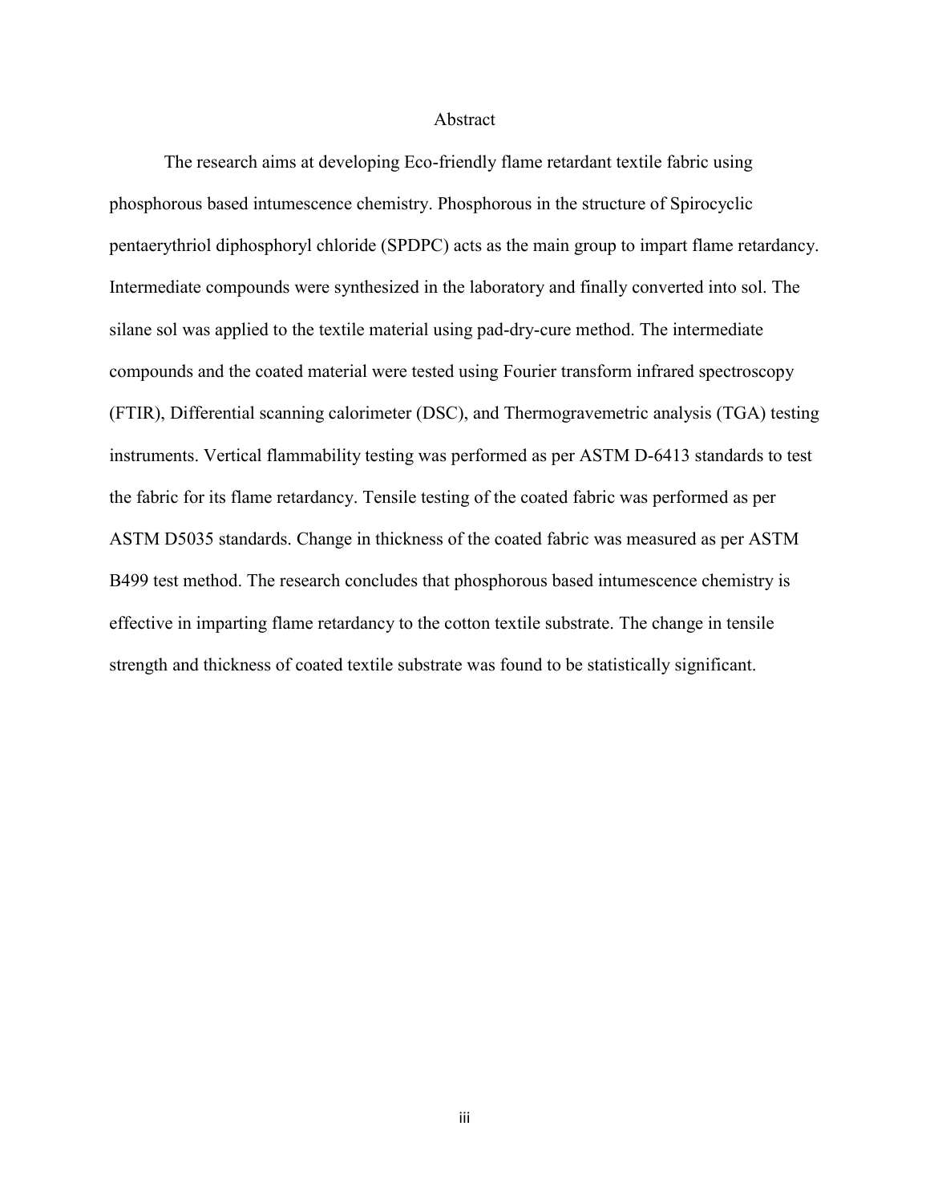# Abstract

The research aims at developing Eco-friendly flame retardant textile fabric using phosphorous based intumescence chemistry. Phosphorous in the structure of Spirocyclic pentaerythriol diphosphoryl chloride (SPDPC) acts as the main group to impart flame retardancy. Intermediate compounds were synthesized in the laboratory and finally converted into sol. The silane sol was applied to the textile material using pad-dry-cure method. The intermediate compounds and the coated material were tested using Fourier transform infrared spectroscopy (FTIR), Differential scanning calorimeter (DSC), and Thermogravemetric analysis (TGA) testing instruments. Vertical flammability testing was performed as per ASTM D-6413 standards to test the fabric for its flame retardancy. Tensile testing of the coated fabric was performed as per ASTM D5035 standards. Change in thickness of the coated fabric was measured as per ASTM B499 test method. The research concludes that phosphorous based intumescence chemistry is effective in imparting flame retardancy to the cotton textile substrate. The change in tensile strength and thickness of coated textile substrate was found to be statistically significant.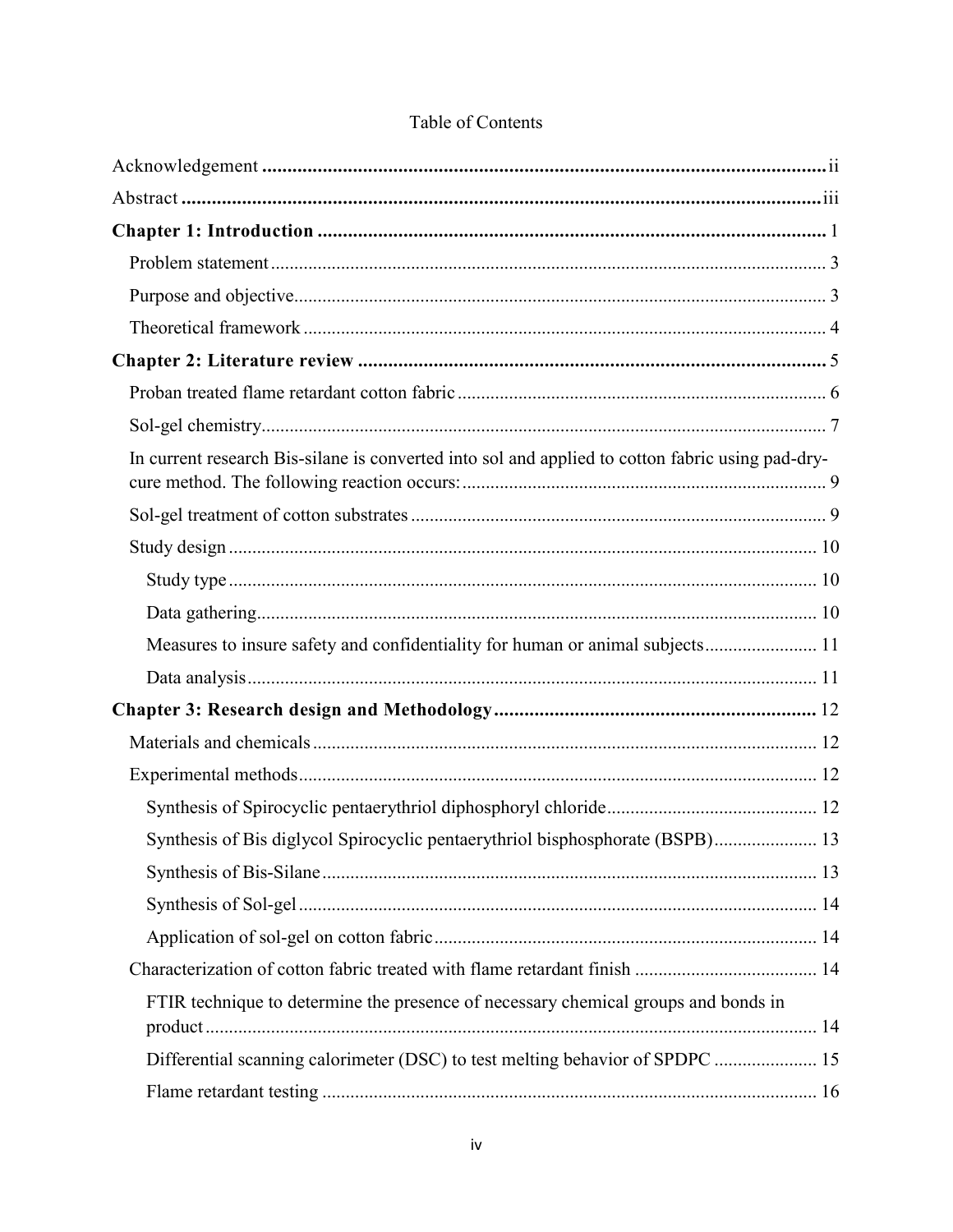# Table of Contents

Acknowledgement ..... ii

Abstract ..... iii

**Chapter 1: Introduction** ..... 1

- Problem statement ..... 3
- Purpose and objective ..... 3
- Theoretical framework ..... 4

**Chapter 2: Literature review** ..... 5

- Proban treated flame retardant cotton fabric ..... 6
- Sol-gel chemistry ..... 7
- In current research Bis-silane is converted into sol and applied to cotton fabric using pad-dry-cure method. The following reaction occurs: ..... 9
- Sol-gel treatment of cotton substrates ..... 9
- Study design ..... 10
  - Study type ..... 10
  - Data gathering ..... 10
  - Measures to insure safety and confidentiality for human or animal subjects ..... 11
  - Data analysis ..... 11

**Chapter 3: Research design and Methodology** ..... 12

- Materials and chemicals ..... 12
- Experimental methods ..... 12
  - Synthesis of Spirocyclic pentaerythriol diphosphoryl chloride ..... 12
  - Synthesis of Bis diglycol Spirocyclic pentaerythriol bisphosphorate (BSPB) ..... 13
  - Synthesis of Bis-Silane ..... 13
  - Synthesis of Sol-gel ..... 14
  - Application of sol-gel on cotton fabric ..... 14
- Characterization of cotton fabric treated with flame retardant finish ..... 14
  - FTIR technique to determine the presence of necessary chemical groups and bonds in product ..... 14
  - Differential scanning calorimeter (DSC) to test melting behavior of SPDPC ..... 15
  - Flame retardant testing ..... 16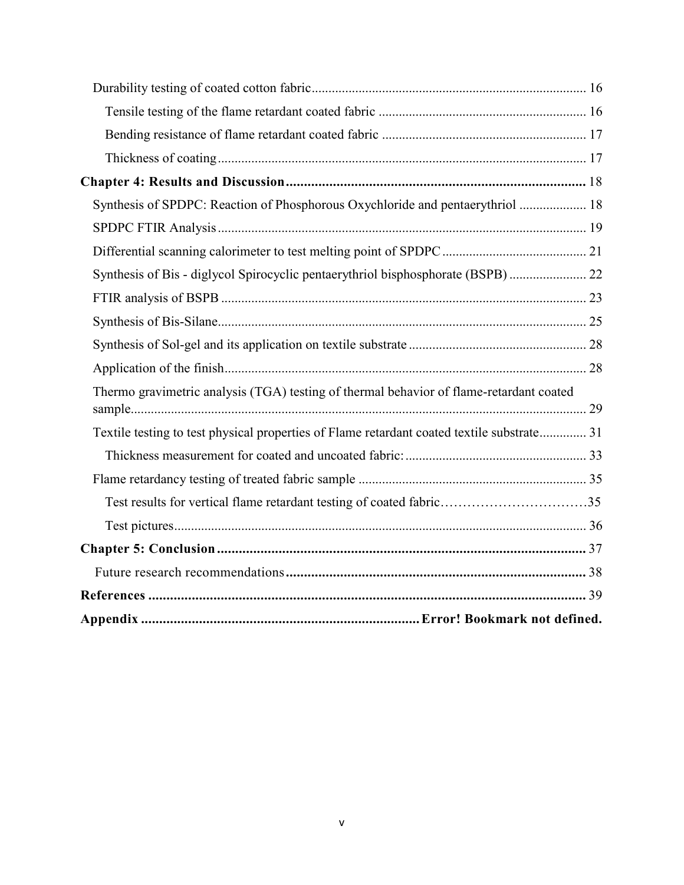Durability testing of coated cotton fabric ........................................................................ 16

Tensile testing of the flame retardant coated fabric ........................................................ 16

Bending resistance of flame retardant coated fabric ........................................................ 17

Thickness of coating ........................................................................................................ 17

**Chapter 4: Results and Discussion** ................................................................................ 18

Synthesis of SPDPC: Reaction of Phosphorous Oxychloride and pentaerythriol .................... 18

SPDPC FTIR Analysis .......................................................................................................... 19

Differential scanning calorimeter to test melting point of SPDPC ......................................... 21

Synthesis of Bis - diglycol Spirocyclic pentaerythriol bisphosphorate (BSPB) ...................... 22

FTIR analysis of BSPB ......................................................................................................... 23

Synthesis of Bis-Silane ......................................................................................................... 25

Synthesis of Sol-gel and its application on textile substrate .................................................. 28

Application of the finish ....................................................................................................... 28

Thermo gravimetric analysis (TGA) testing of thermal behavior of flame-retardant coated sample ...................................................................................................................... 29

Textile testing to test physical properties of Flame retardant coated textile substrate ............. 31

Thickness measurement for coated and uncoated fabric: ..................................................... 33

Flame retardancy testing of treated fabric sample .................................................................. 35

Test results for vertical flame retardant testing of coated fabric .............................................35

Test pictures .......................................................................................................................... 36

**Chapter 5: Conclusion** .................................................................................................... 37

Future research recommendations .......................................................................................... 38

**References** ...................................................................................................................... 39

**Appendix** ........................................................................ **Error! Bookmark not defined.**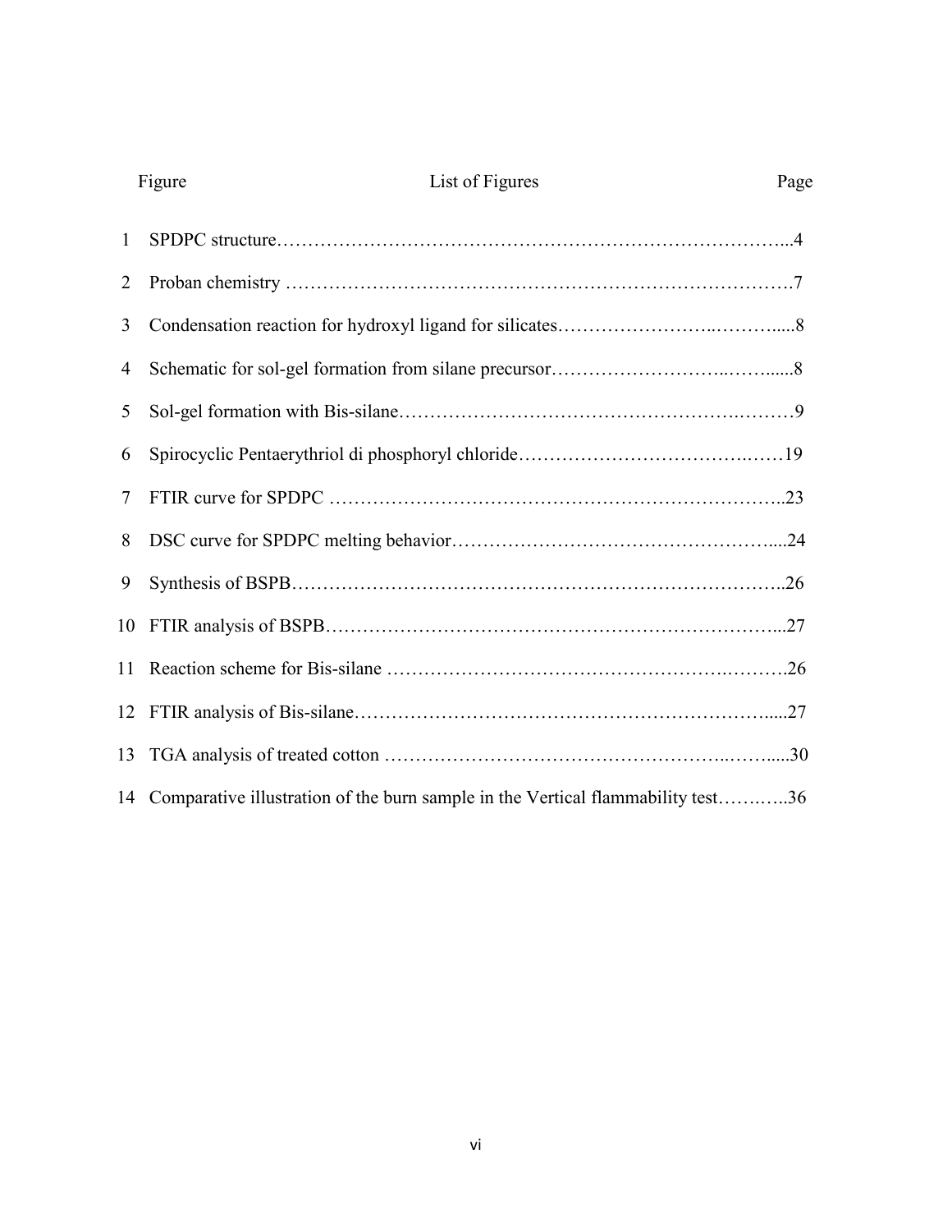| Figure | List of Figures | Page |
|---|---|---|
| 1 | SPDPC structure | 4 |
| 2 | Proban chemistry | 7 |
| 3 | Condensation reaction for hydroxyl ligand for silicates | 8 |
| 4 | Schematic for sol-gel formation from silane precursor | 8 |
| 5 | Sol-gel formation with Bis-silane | 9 |
| 6 | Spirocyclic Pentaerythriol di phosphoryl chloride | 19 |
| 7 | FTIR curve for SPDPC | 23 |
| 8 | DSC curve for SPDPC melting behavior | 24 |
| 9 | Synthesis of BSPB | 26 |
| 10 | FTIR analysis of BSPB | 27 |
| 11 | Reaction scheme for Bis-silane | 26 |
| 12 | FTIR analysis of Bis-silane | 27 |
| 13 | TGA analysis of treated cotton | 30 |
| 14 | Comparative illustration of the burn sample in the Vertical flammability test | 36 |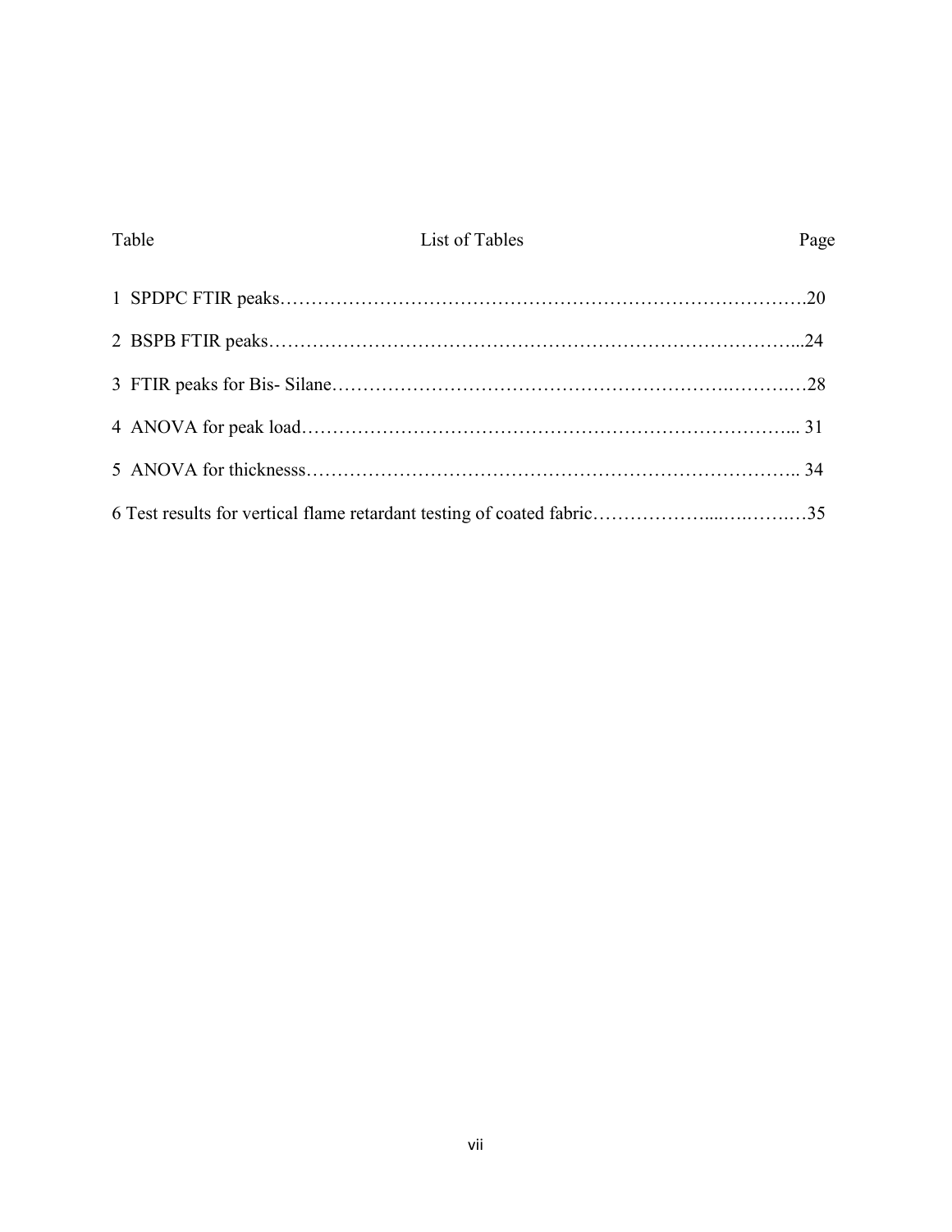# List of Tables

| Table | | Page |
|---|---|---|
| 1 | SPDPC FTIR peaks | 20 |
| 2 | BSPB FTIR peaks | 24 |
| 3 | FTIR peaks for Bis- Silane | 28 |
| 4 | ANOVA for peak load | 31 |
| 5 | ANOVA for thicknesss | 34 |
| 6 | Test results for vertical flame retardant testing of coated fabric | 35 |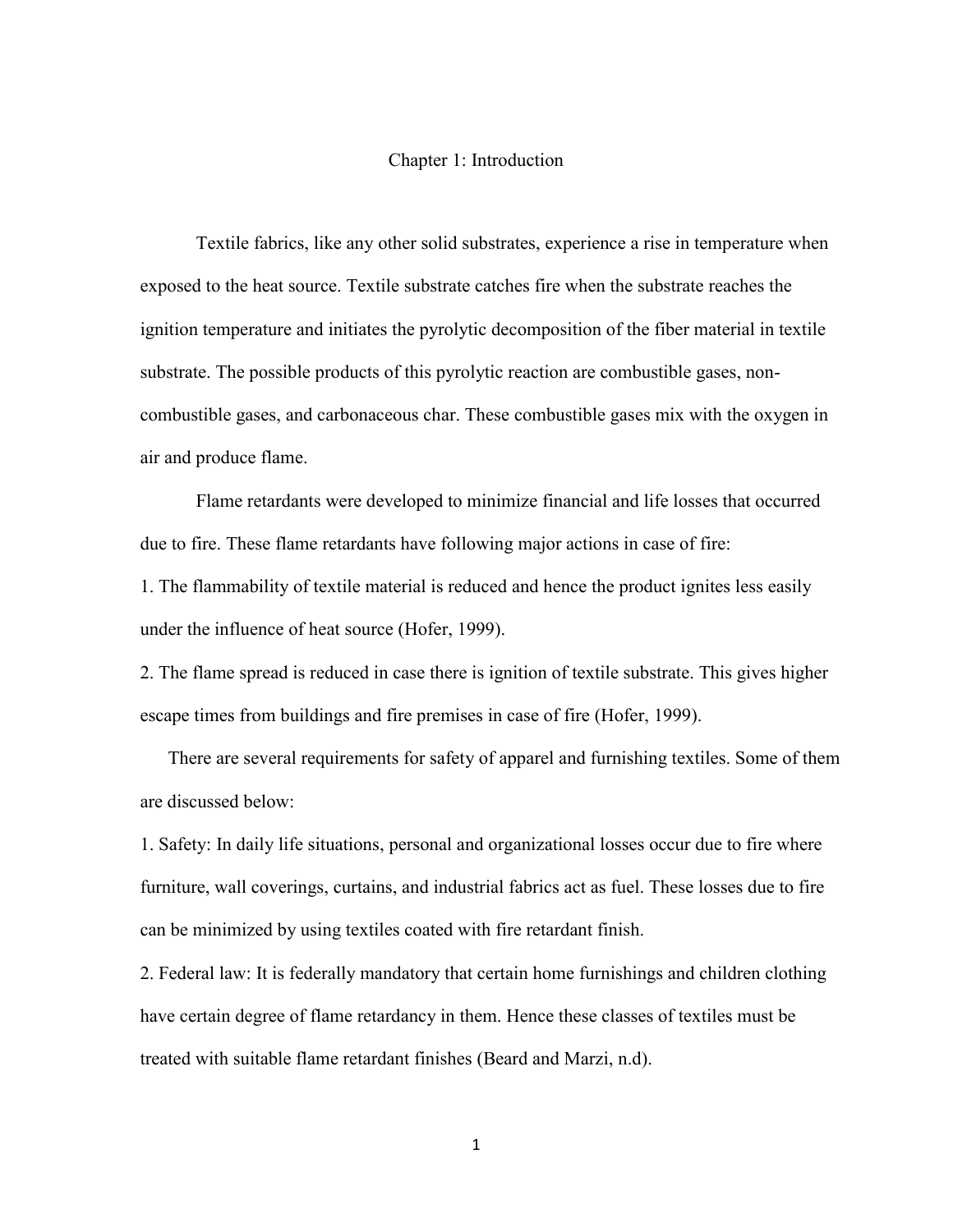# Chapter 1: Introduction

Textile fabrics, like any other solid substrates, experience a rise in temperature when exposed to the heat source. Textile substrate catches fire when the substrate reaches the ignition temperature and initiates the pyrolytic decomposition of the fiber material in textile substrate. The possible products of this pyrolytic reaction are combustible gases, non-combustible gases, and carbonaceous char. These combustible gases mix with the oxygen in air and produce flame.

Flame retardants were developed to minimize financial and life losses that occurred due to fire. These flame retardants have following major actions in case of fire:

1. The flammability of textile material is reduced and hence the product ignites less easily under the influence of heat source (Hofer, 1999).
2. The flame spread is reduced in case there is ignition of textile substrate. This gives higher escape times from buildings and fire premises in case of fire (Hofer, 1999).

There are several requirements for safety of apparel and furnishing textiles. Some of them are discussed below:

1. Safety: In daily life situations, personal and organizational losses occur due to fire where furniture, wall coverings, curtains, and industrial fabrics act as fuel. These losses due to fire can be minimized by using textiles coated with fire retardant finish.
2. Federal law: It is federally mandatory that certain home furnishings and children clothing have certain degree of flame retardancy in them. Hence these classes of textiles must be treated with suitable flame retardant finishes (Beard and Marzi, n.d).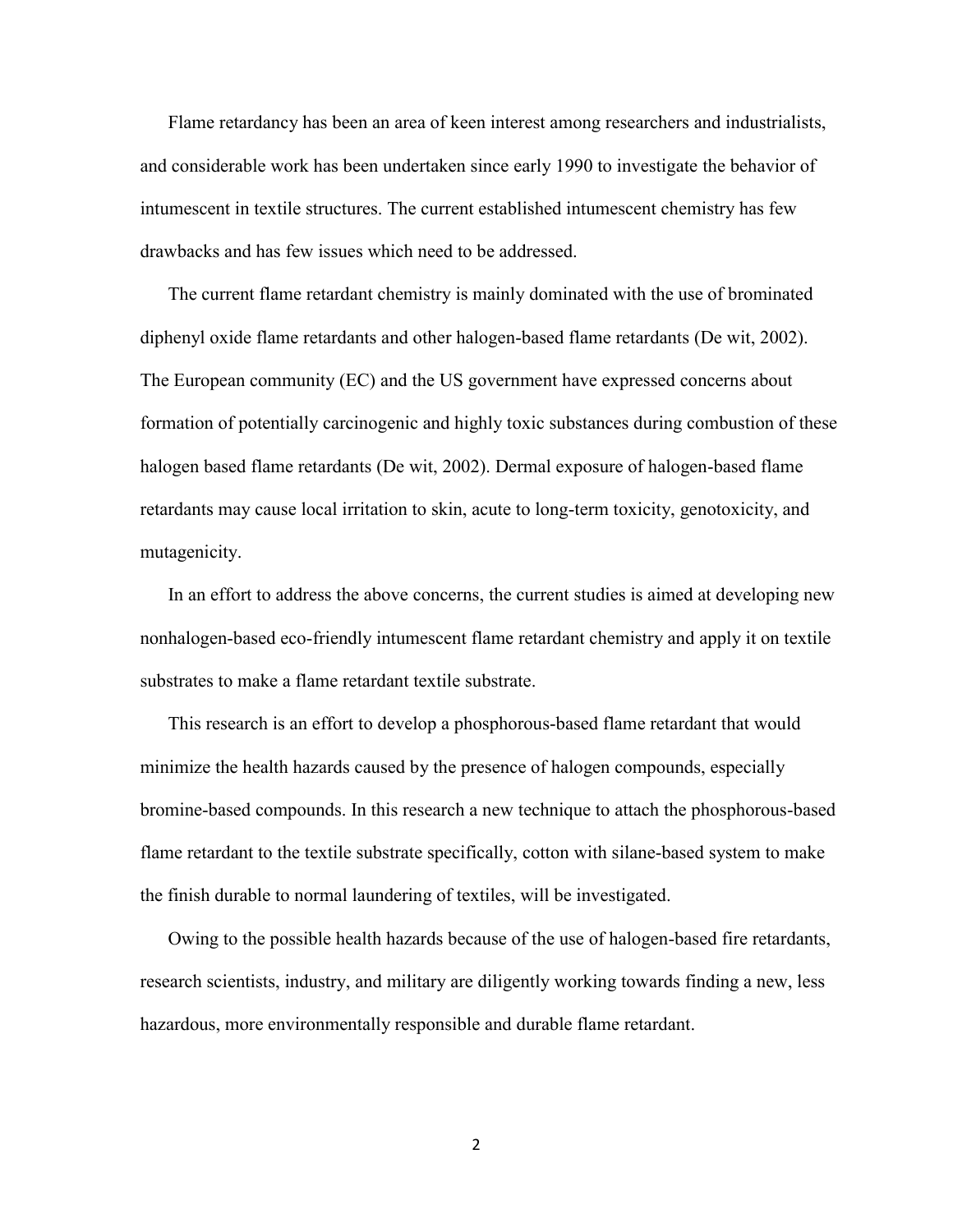Flame retardancy has been an area of keen interest among researchers and industrialists, and considerable work has been undertaken since early 1990 to investigate the behavior of intumescent in textile structures. The current established intumescent chemistry has few drawbacks and has few issues which need to be addressed.

The current flame retardant chemistry is mainly dominated with the use of brominated diphenyl oxide flame retardants and other halogen-based flame retardants (De wit, 2002). The European community (EC) and the US government have expressed concerns about formation of potentially carcinogenic and highly toxic substances during combustion of these halogen based flame retardants (De wit, 2002). Dermal exposure of halogen-based flame retardants may cause local irritation to skin, acute to long-term toxicity, genotoxicity, and mutagenicity.

In an effort to address the above concerns, the current studies is aimed at developing new nonhalogen-based eco-friendly intumescent flame retardant chemistry and apply it on textile substrates to make a flame retardant textile substrate.

This research is an effort to develop a phosphorous-based flame retardant that would minimize the health hazards caused by the presence of halogen compounds, especially bromine-based compounds. In this research a new technique to attach the phosphorous-based flame retardant to the textile substrate specifically, cotton with silane-based system to make the finish durable to normal laundering of textiles, will be investigated.

Owing to the possible health hazards because of the use of halogen-based fire retardants, research scientists, industry, and military are diligently working towards finding a new, less hazardous, more environmentally responsible and durable flame retardant.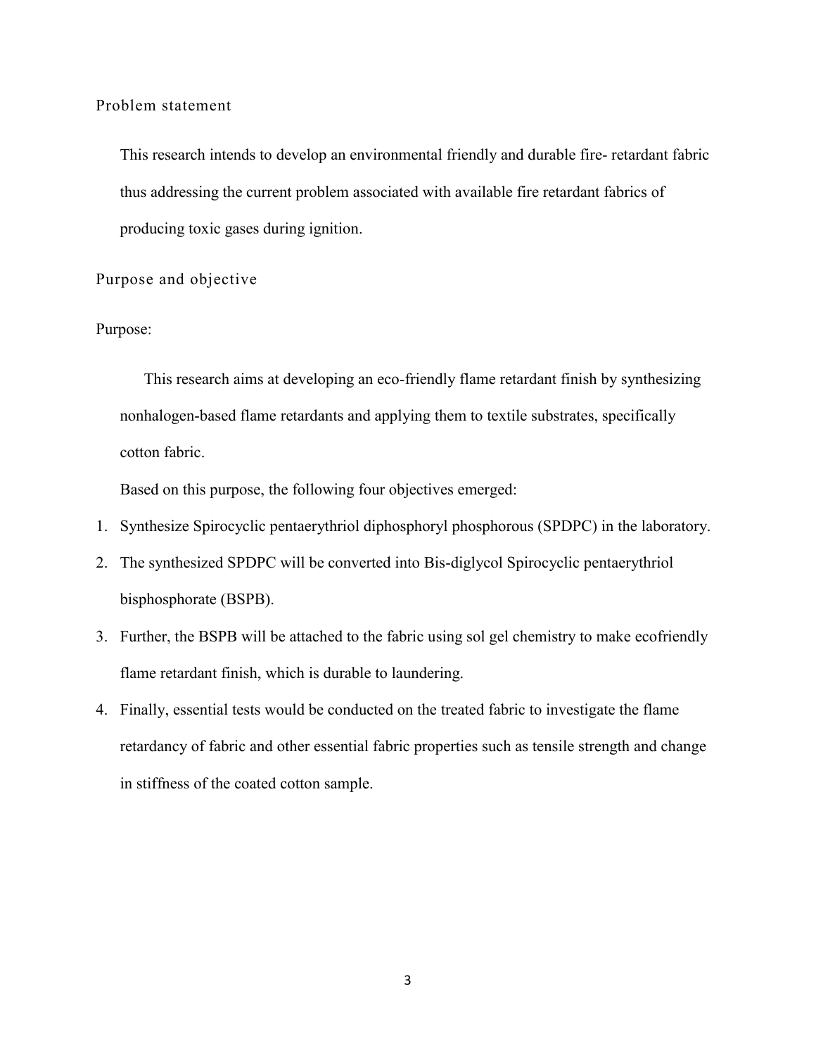## Problem statement

This research intends to develop an environmental friendly and durable fire- retardant fabric thus addressing the current problem associated with available fire retardant fabrics of producing toxic gases during ignition.

## Purpose and objective

Purpose:

This research aims at developing an eco-friendly flame retardant finish by synthesizing nonhalogen-based flame retardants and applying them to textile substrates, specifically cotton fabric.

Based on this purpose, the following four objectives emerged:

1. Synthesize Spirocyclic pentaerythriol diphosphoryl phosphorous (SPDPC) in the laboratory.
2. The synthesized SPDPC will be converted into Bis-diglycol Spirocyclic pentaerythriol bisphosphorate (BSPB).
3. Further, the BSPB will be attached to the fabric using sol gel chemistry to make ecofriendly flame retardant finish, which is durable to laundering.
4. Finally, essential tests would be conducted on the treated fabric to investigate the flame retardancy of fabric and other essential fabric properties such as tensile strength and change in stiffness of the coated cotton sample.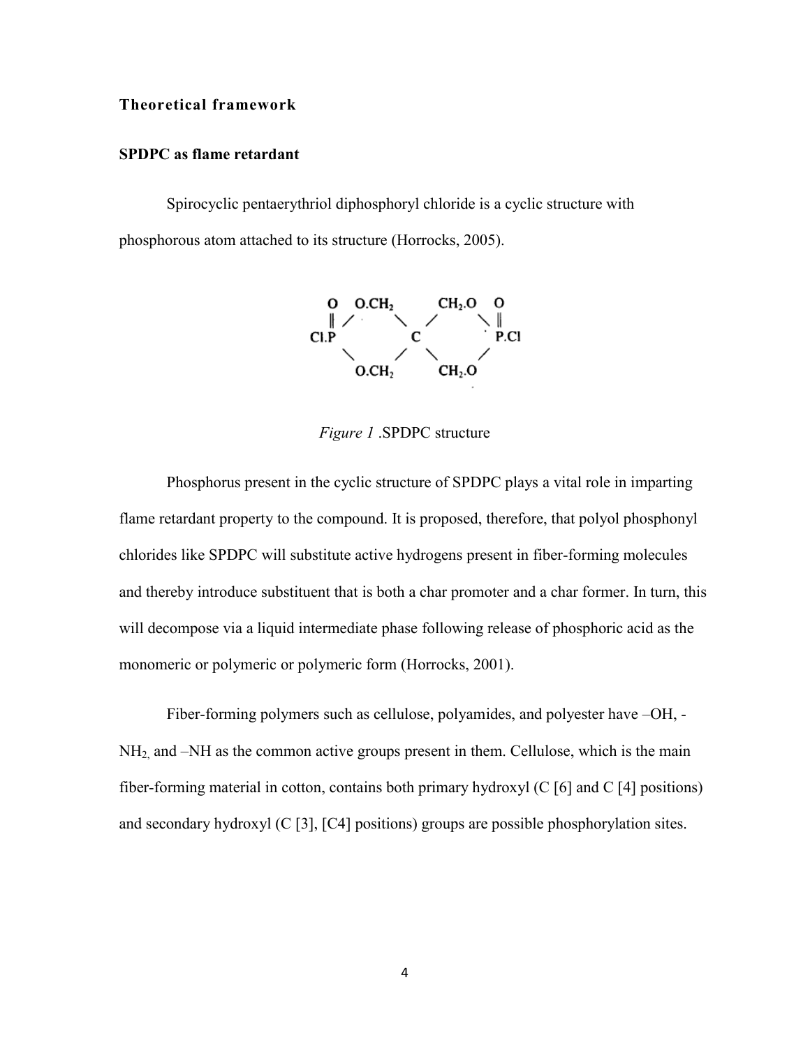### Theoretical framework

### SPDPC as flame retardant

Spirocyclic pentaerythriol diphosphoryl chloride is a cyclic structure with phosphorous atom attached to its structure (Horrocks, 2005).

```
 O   O.CH2        CH2.O   O
 ‖  /      \     /      \ ‖
Cl.P         C            P.Cl
    \      /   \        /
     O.CH2      CH2.O
```

*Figure 1* .SPDPC structure

Phosphorus present in the cyclic structure of SPDPC plays a vital role in imparting flame retardant property to the compound. It is proposed, therefore, that polyol phosphonyl chlorides like SPDPC will substitute active hydrogens present in fiber-forming molecules and thereby introduce substituent that is both a char promoter and a char former. In turn, this will decompose via a liquid intermediate phase following release of phosphoric acid as the monomeric or polymeric or polymeric form (Horrocks, 2001).

Fiber-forming polymers such as cellulose, polyamides, and polyester have –OH, -$NH_2$, and –NH as the common active groups present in them. Cellulose, which is the main fiber-forming material in cotton, contains both primary hydroxyl (C [6] and C [4] positions) and secondary hydroxyl (C [3], [C4] positions) groups are possible phosphorylation sites.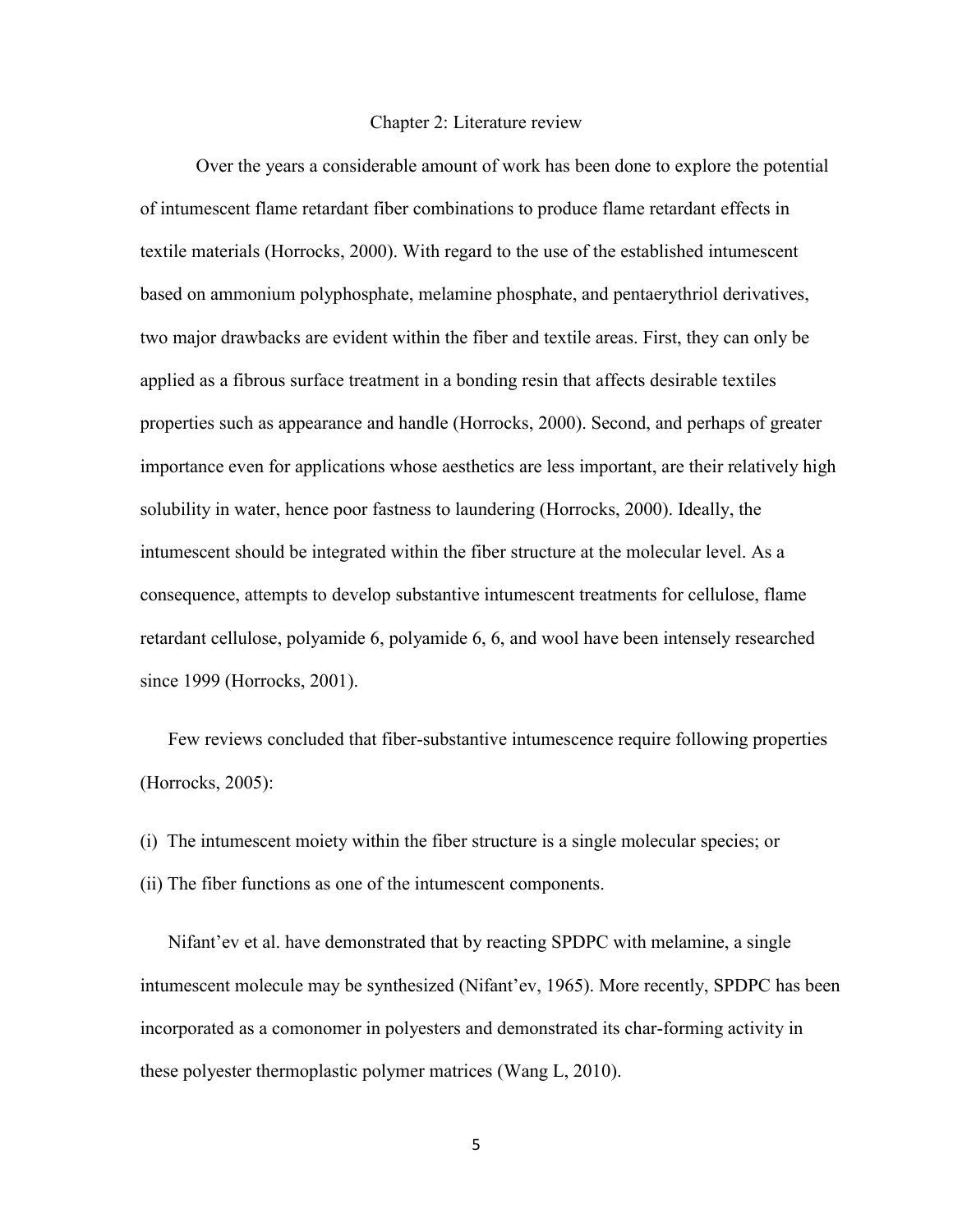# Chapter 2: Literature review

Over the years a considerable amount of work has been done to explore the potential of intumescent flame retardant fiber combinations to produce flame retardant effects in textile materials (Horrocks, 2000). With regard to the use of the established intumescent based on ammonium polyphosphate, melamine phosphate, and pentaerythriol derivatives, two major drawbacks are evident within the fiber and textile areas. First, they can only be applied as a fibrous surface treatment in a bonding resin that affects desirable textiles properties such as appearance and handle (Horrocks, 2000). Second, and perhaps of greater importance even for applications whose aesthetics are less important, are their relatively high solubility in water, hence poor fastness to laundering (Horrocks, 2000). Ideally, the intumescent should be integrated within the fiber structure at the molecular level. As a consequence, attempts to develop substantive intumescent treatments for cellulose, flame retardant cellulose, polyamide 6, polyamide 6, 6, and wool have been intensely researched since 1999 (Horrocks, 2001).

Few reviews concluded that fiber-substantive intumescence require following properties (Horrocks, 2005):

(i) The intumescent moiety within the fiber structure is a single molecular species; or

(ii) The fiber functions as one of the intumescent components.

Nifant'ev et al. have demonstrated that by reacting SPDPC with melamine, a single intumescent molecule may be synthesized (Nifant'ev, 1965). More recently, SPDPC has been incorporated as a comonomer in polyesters and demonstrated its char-forming activity in these polyester thermoplastic polymer matrices (Wang L, 2010).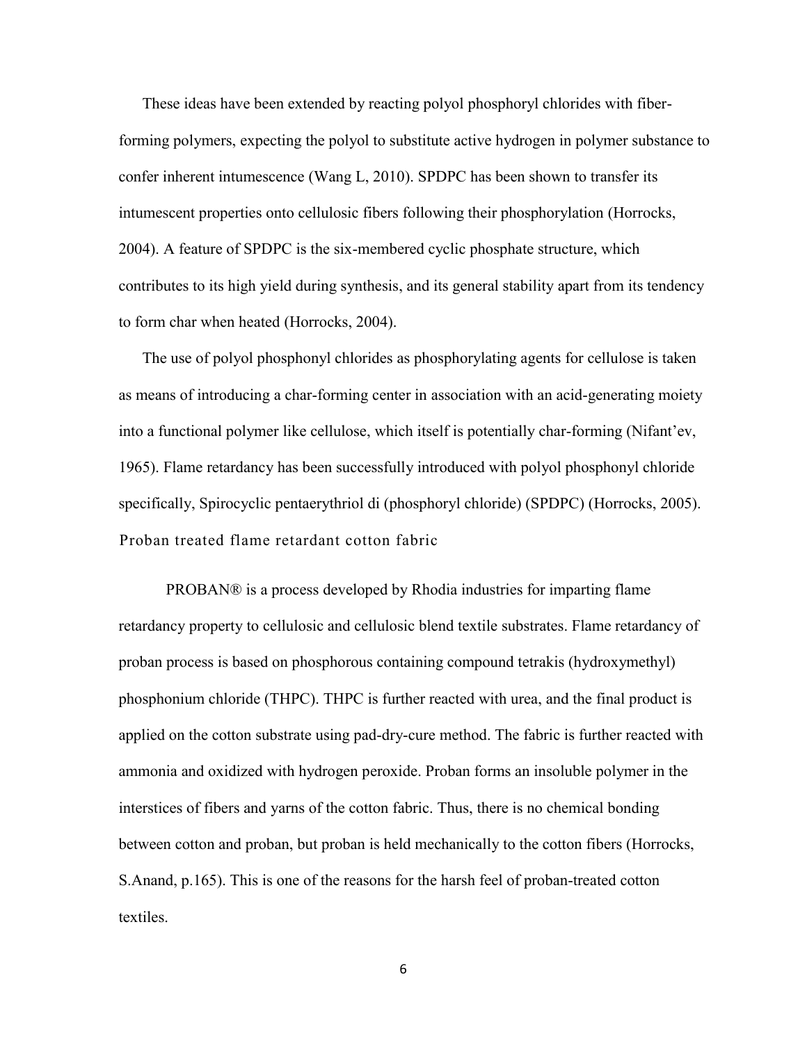These ideas have been extended by reacting polyol phosphoryl chlorides with fiber-forming polymers, expecting the polyol to substitute active hydrogen in polymer substance to confer inherent intumescence (Wang L, 2010). SPDPC has been shown to transfer its intumescent properties onto cellulosic fibers following their phosphorylation (Horrocks, 2004). A feature of SPDPC is the six-membered cyclic phosphate structure, which contributes to its high yield during synthesis, and its general stability apart from its tendency to form char when heated (Horrocks, 2004).

The use of polyol phosphonyl chlorides as phosphorylating agents for cellulose is taken as means of introducing a char-forming center in association with an acid-generating moiety into a functional polymer like cellulose, which itself is potentially char-forming (Nifant'ev, 1965). Flame retardancy has been successfully introduced with polyol phosphonyl chloride specifically, Spirocyclic pentaerythriol di (phosphoryl chloride) (SPDPC) (Horrocks, 2005).

## Proban treated flame retardant cotton fabric

PROBAN® is a process developed by Rhodia industries for imparting flame retardancy property to cellulosic and cellulosic blend textile substrates. Flame retardancy of proban process is based on phosphorous containing compound tetrakis (hydroxymethyl) phosphonium chloride (THPC). THPC is further reacted with urea, and the final product is applied on the cotton substrate using pad-dry-cure method. The fabric is further reacted with ammonia and oxidized with hydrogen peroxide. Proban forms an insoluble polymer in the interstices of fibers and yarns of the cotton fabric. Thus, there is no chemical bonding between cotton and proban, but proban is held mechanically to the cotton fibers (Horrocks, S.Anand, p.165). This is one of the reasons for the harsh feel of proban-treated cotton textiles.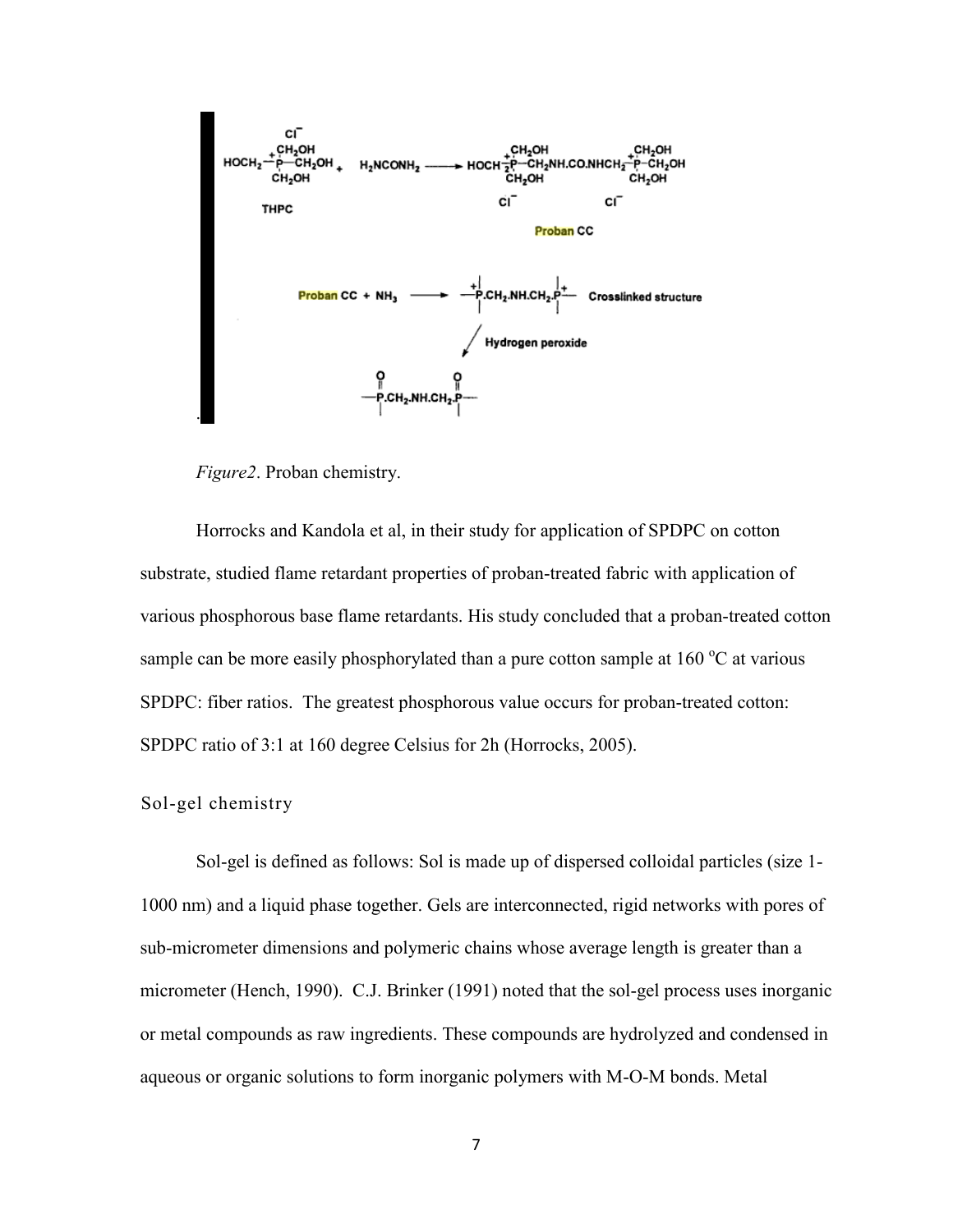*Figure2*. Proban chemistry.

Horrocks and Kandola et al, in their study for application of SPDPC on cotton substrate, studied flame retardant properties of proban-treated fabric with application of various phosphorous base flame retardants. His study concluded that a proban-treated cotton sample can be more easily phosphorylated than a pure cotton sample at 160 $^{o}$C at various SPDPC: fiber ratios. The greatest phosphorous value occurs for proban-treated cotton: SPDPC ratio of 3:1 at 160 degree Celsius for 2h (Horrocks, 2005).

## Sol-gel chemistry

Sol-gel is defined as follows: Sol is made up of dispersed colloidal particles (size 1-1000 nm) and a liquid phase together. Gels are interconnected, rigid networks with pores of sub-micrometer dimensions and polymeric chains whose average length is greater than a micrometer (Hench, 1990). C.J. Brinker (1991) noted that the sol-gel process uses inorganic or metal compounds as raw ingredients. These compounds are hydrolyzed and condensed in aqueous or organic solutions to form inorganic polymers with M-O-M bonds. Metal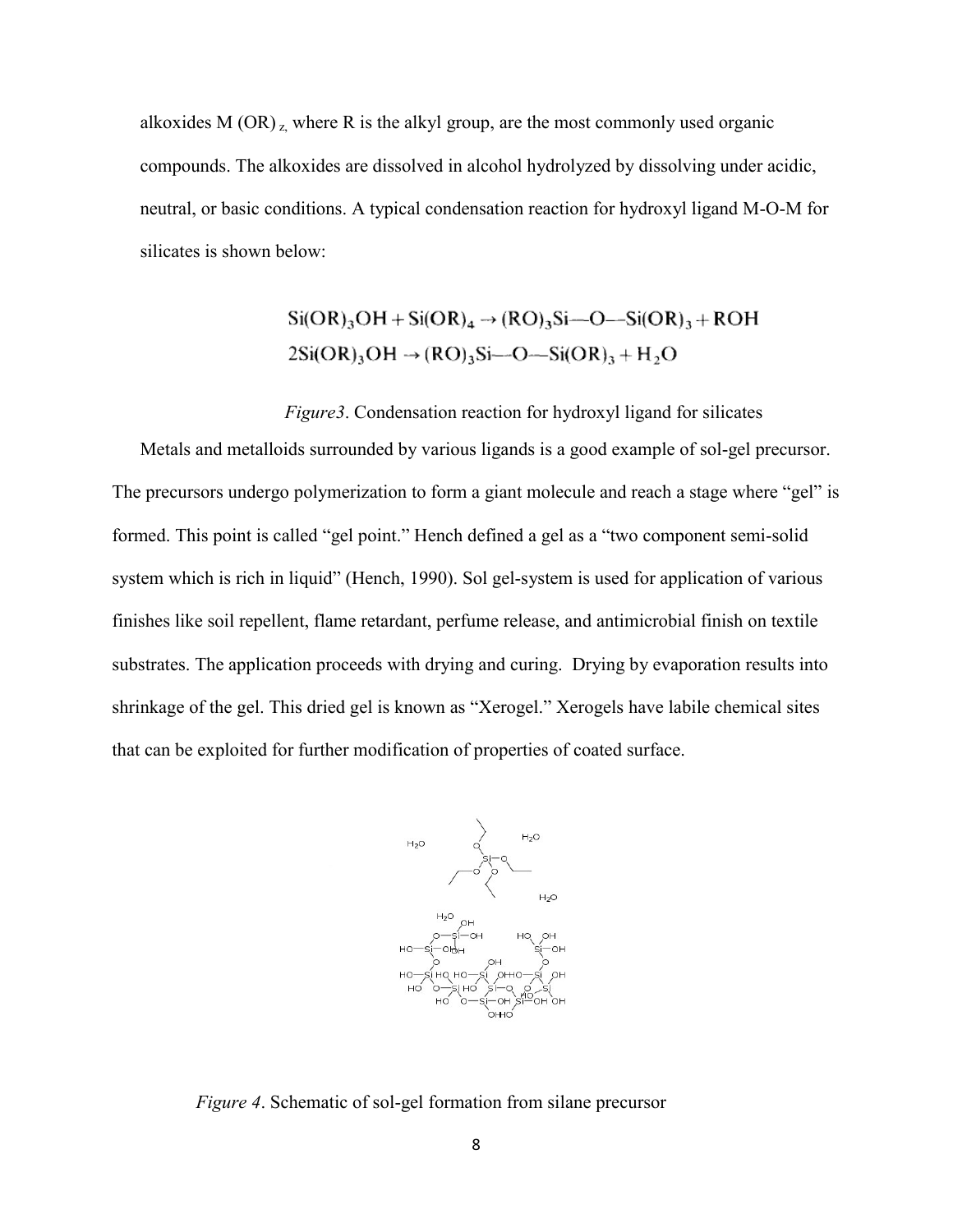alkoxides M (OR) $_z$, where R is the alkyl group, are the most commonly used organic compounds. The alkoxides are dissolved in alcohol hydrolyzed by dissolving under acidic, neutral, or basic conditions. A typical condensation reaction for hydroxyl ligand M-O-M for silicates is shown below:

$$\mathrm{Si(OR)_3OH + Si(OR)_4 \rightarrow (RO)_3Si{-}O{-}Si(OR)_3 + ROH}$$
$$\mathrm{2Si(OR)_3OH \rightarrow (RO)_3Si{-}O{-}Si(OR)_3 + H_2O}$$

*Figure3*. Condensation reaction for hydroxyl ligand for silicates

Metals and metalloids surrounded by various ligands is a good example of sol-gel precursor. The precursors undergo polymerization to form a giant molecule and reach a stage where "gel" is formed. This point is called "gel point." Hench defined a gel as a "two component semi-solid system which is rich in liquid" (Hench, 1990). Sol gel-system is used for application of various finishes like soil repellent, flame retardant, perfume release, and antimicrobial finish on textile substrates. The application proceeds with drying and curing. Drying by evaporation results into shrinkage of the gel. This dried gel is known as "Xerogel." Xerogels have labile chemical sites that can be exploited for further modification of properties of coated surface.

*Figure 4*. Schematic of sol-gel formation from silane precursor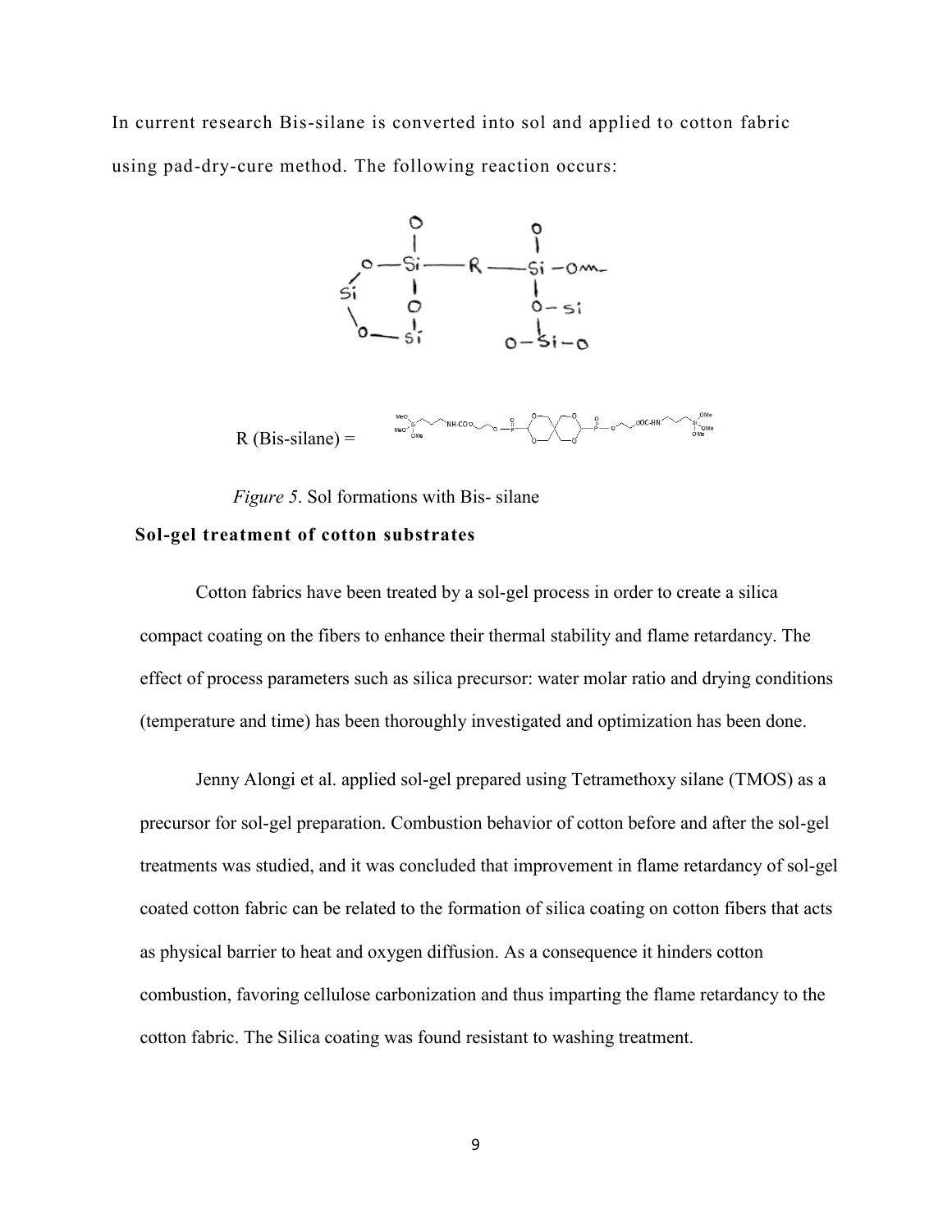In current research Bis-silane is converted into sol and applied to cotton fabric using pad-dry-cure method. The following reaction occurs:

R (Bis-silane) =

*Figure 5*. Sol formations with Bis- silane

**Sol-gel treatment of cotton substrates**

Cotton fabrics have been treated by a sol-gel process in order to create a silica compact coating on the fibers to enhance their thermal stability and flame retardancy. The effect of process parameters such as silica precursor: water molar ratio and drying conditions (temperature and time) has been thoroughly investigated and optimization has been done.

Jenny Alongi et al. applied sol-gel prepared using Tetramethoxy silane (TMOS) as a precursor for sol-gel preparation. Combustion behavior of cotton before and after the sol-gel treatments was studied, and it was concluded that improvement in flame retardancy of sol-gel coated cotton fabric can be related to the formation of silica coating on cotton fibers that acts as physical barrier to heat and oxygen diffusion. As a consequence it hinders cotton combustion, favoring cellulose carbonization and thus imparting the flame retardancy to the cotton fabric. The Silica coating was found resistant to washing treatment.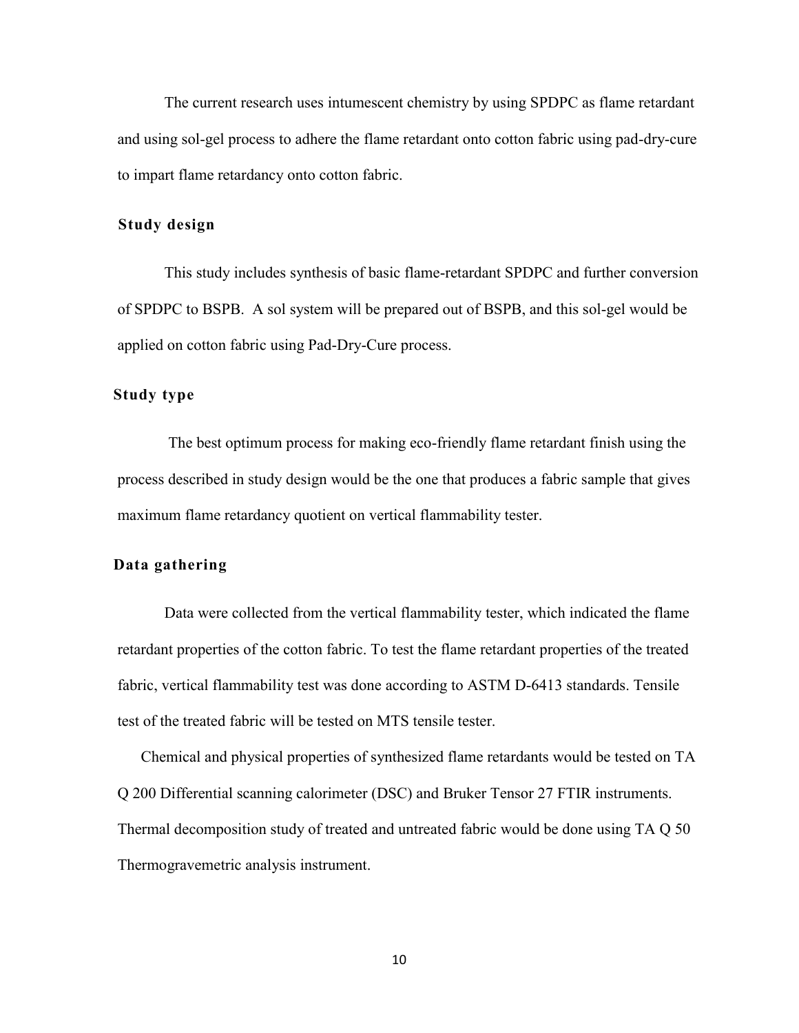The current research uses intumescent chemistry by using SPDPC as flame retardant and using sol-gel process to adhere the flame retardant onto cotton fabric using pad-dry-cure to impart flame retardancy onto cotton fabric.

## Study design

This study includes synthesis of basic flame-retardant SPDPC and further conversion of SPDPC to BSPB. A sol system will be prepared out of BSPB, and this sol-gel would be applied on cotton fabric using Pad-Dry-Cure process.

## Study type

The best optimum process for making eco-friendly flame retardant finish using the process described in study design would be the one that produces a fabric sample that gives maximum flame retardancy quotient on vertical flammability tester.

## Data gathering

Data were collected from the vertical flammability tester, which indicated the flame retardant properties of the cotton fabric. To test the flame retardant properties of the treated fabric, vertical flammability test was done according to ASTM D-6413 standards. Tensile test of the treated fabric will be tested on MTS tensile tester.

Chemical and physical properties of synthesized flame retardants would be tested on TA Q 200 Differential scanning calorimeter (DSC) and Bruker Tensor 27 FTIR instruments. Thermal decomposition study of treated and untreated fabric would be done using TA Q 50 Thermogravemetric analysis instrument.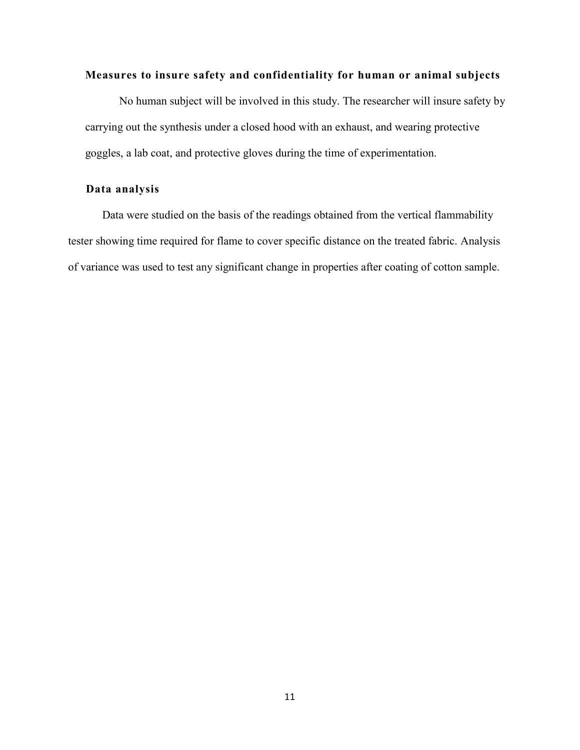**Measures to insure safety and confidentiality for human or animal subjects**

No human subject will be involved in this study. The researcher will insure safety by carrying out the synthesis under a closed hood with an exhaust, and wearing protective goggles, a lab coat, and protective gloves during the time of experimentation.

**Data analysis**

Data were studied on the basis of the readings obtained from the vertical flammability tester showing time required for flame to cover specific distance on the treated fabric. Analysis of variance was used to test any significant change in properties after coating of cotton sample.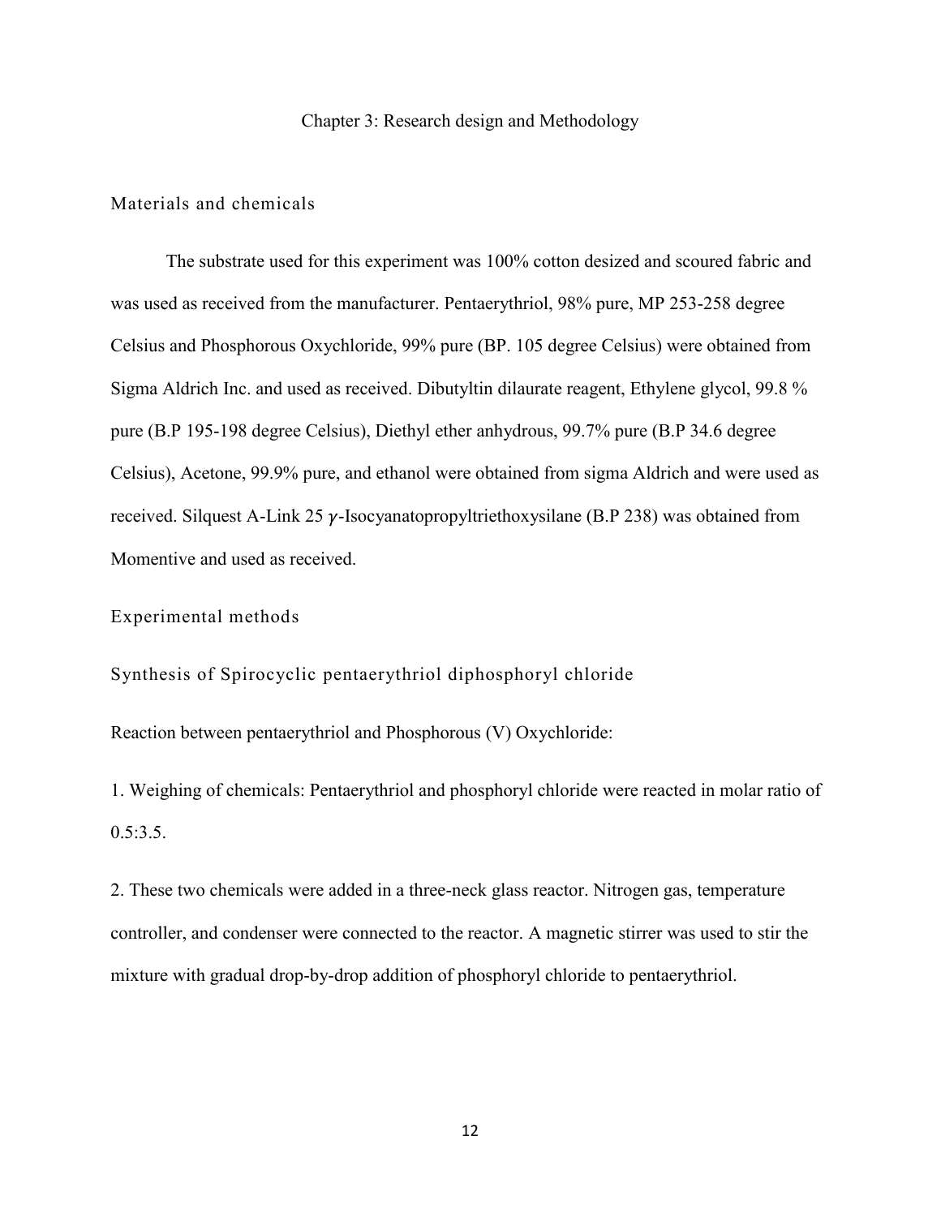# Chapter 3: Research design and Methodology

## Materials and chemicals

The substrate used for this experiment was 100% cotton desized and scoured fabric and was used as received from the manufacturer. Pentaerythriol, 98% pure, MP 253-258 degree Celsius and Phosphorous Oxychloride, 99% pure (BP. 105 degree Celsius) were obtained from Sigma Aldrich Inc. and used as received. Dibutyltin dilaurate reagent, Ethylene glycol, 99.8 % pure (B.P 195-198 degree Celsius), Diethyl ether anhydrous, 99.7% pure (B.P 34.6 degree Celsius), Acetone, 99.9% pure, and ethanol were obtained from sigma Aldrich and were used as received. Silquest A-Link 25 $\gamma$-Isocyanatopropyltriethoxysilane (B.P 238) was obtained from Momentive and used as received.

## Experimental methods

### Synthesis of Spirocyclic pentaerythriol diphosphoryl chloride

Reaction between pentaerythriol and Phosphorous (V) Oxychloride:

1. Weighing of chemicals: Pentaerythriol and phosphoryl chloride were reacted in molar ratio of 0.5:3.5.

2. These two chemicals were added in a three-neck glass reactor. Nitrogen gas, temperature controller, and condenser were connected to the reactor. A magnetic stirrer was used to stir the mixture with gradual drop-by-drop addition of phosphoryl chloride to pentaerythriol.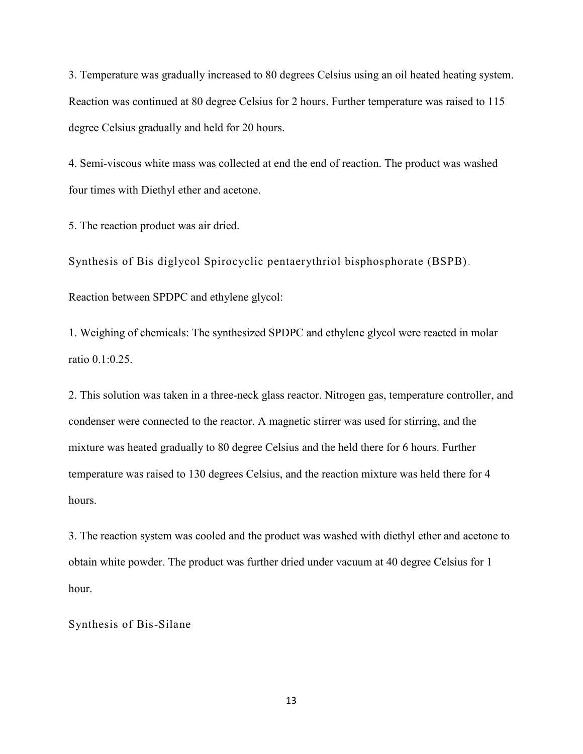3. Temperature was gradually increased to 80 degrees Celsius using an oil heated heating system. Reaction was continued at 80 degree Celsius for 2 hours. Further temperature was raised to 115 degree Celsius gradually and held for 20 hours.

4. Semi-viscous white mass was collected at end the end of reaction. The product was washed four times with Diethyl ether and acetone.

5. The reaction product was air dried.

### Synthesis of Bis diglycol Spirocyclic pentaerythriol bisphosphorate (BSPB).

Reaction between SPDPC and ethylene glycol:

1. Weighing of chemicals: The synthesized SPDPC and ethylene glycol were reacted in molar ratio 0.1:0.25.

2. This solution was taken in a three-neck glass reactor. Nitrogen gas, temperature controller, and condenser were connected to the reactor. A magnetic stirrer was used for stirring, and the mixture was heated gradually to 80 degree Celsius and the held there for 6 hours. Further temperature was raised to 130 degrees Celsius, and the reaction mixture was held there for 4 hours.

3. The reaction system was cooled and the product was washed with diethyl ether and acetone to obtain white powder. The product was further dried under vacuum at 40 degree Celsius for 1 hour.

### Synthesis of Bis-Silane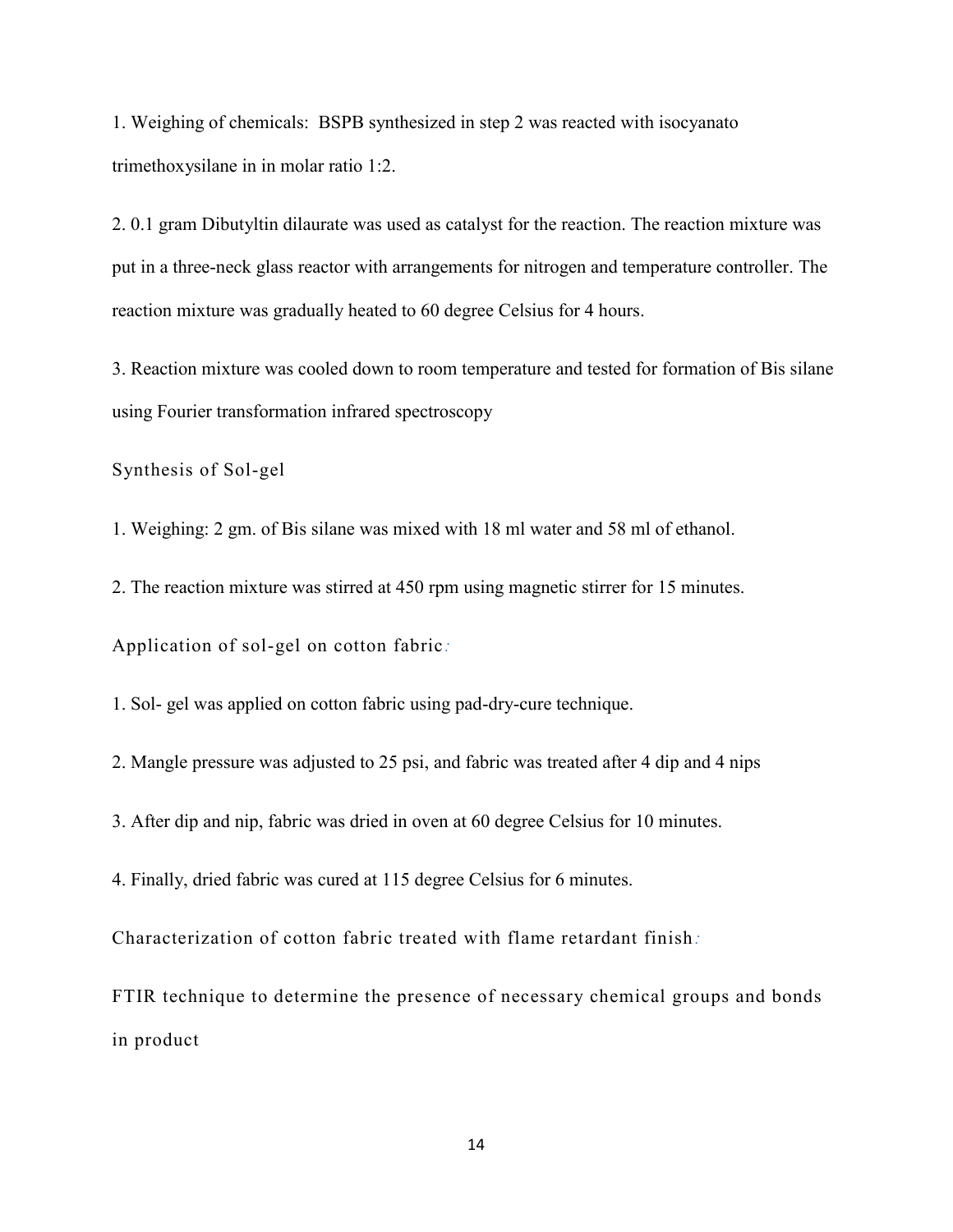1. Weighing of chemicals: BSPB synthesized in step 2 was reacted with isocyanato trimethoxysilane in in molar ratio 1:2.

2. 0.1 gram Dibutyltin dilaurate was used as catalyst for the reaction. The reaction mixture was put in a three-neck glass reactor with arrangements for nitrogen and temperature controller. The reaction mixture was gradually heated to 60 degree Celsius for 4 hours.

3. Reaction mixture was cooled down to room temperature and tested for formation of Bis silane using Fourier transformation infrared spectroscopy

### Synthesis of Sol-gel

1. Weighing: 2 gm. of Bis silane was mixed with 18 ml water and 58 ml of ethanol.

2. The reaction mixture was stirred at 450 rpm using magnetic stirrer for 15 minutes.

### Application of sol-gel on cotton fabric:

1. Sol- gel was applied on cotton fabric using pad-dry-cure technique.

2. Mangle pressure was adjusted to 25 psi, and fabric was treated after 4 dip and 4 nips

3. After dip and nip, fabric was dried in oven at 60 degree Celsius for 10 minutes.

4. Finally, dried fabric was cured at 115 degree Celsius for 6 minutes.

### Characterization of cotton fabric treated with flame retardant finish:

FTIR technique to determine the presence of necessary chemical groups and bonds in product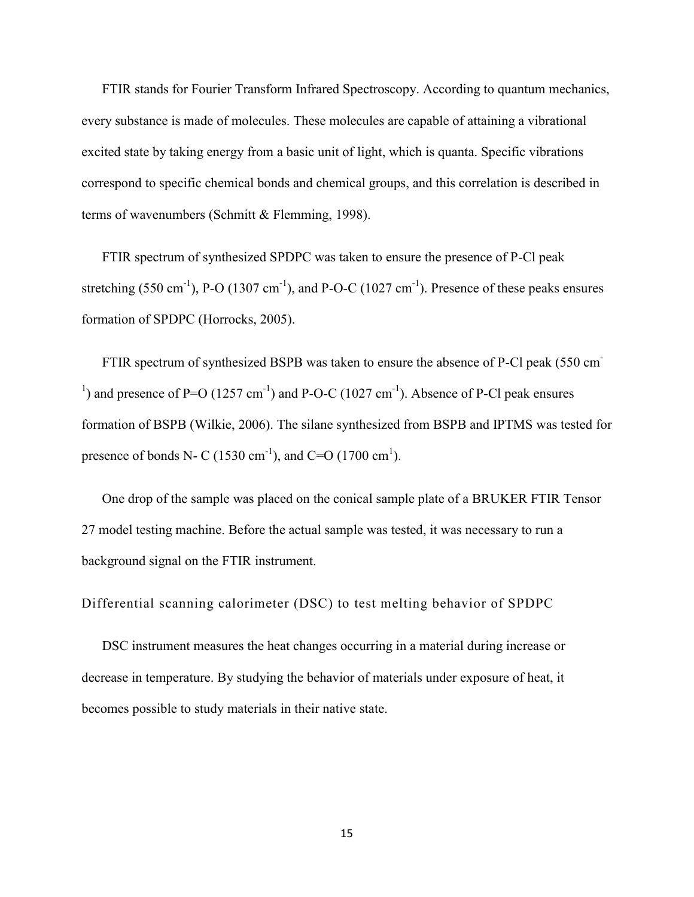FTIR stands for Fourier Transform Infrared Spectroscopy. According to quantum mechanics, every substance is made of molecules. These molecules are capable of attaining a vibrational excited state by taking energy from a basic unit of light, which is quanta. Specific vibrations correspond to specific chemical bonds and chemical groups, and this correlation is described in terms of wavenumbers (Schmitt & Flemming, 1998).

FTIR spectrum of synthesized SPDPC was taken to ensure the presence of P-Cl peak stretching (550 $cm^{-1}$), P-O (1307 $cm^{-1}$), and P-O-C (1027 $cm^{-1}$). Presence of these peaks ensures formation of SPDPC (Horrocks, 2005).

FTIR spectrum of synthesized BSPB was taken to ensure the absence of P-Cl peak (550 $cm^{-1}$) and presence of P=O (1257 $cm^{-1}$) and P-O-C (1027 $cm^{-1}$). Absence of P-Cl peak ensures formation of BSPB (Wilkie, 2006). The silane synthesized from BSPB and IPTMS was tested for presence of bonds N- C (1530 $cm^{-1}$), and C=O (1700 $cm^{1}$).

One drop of the sample was placed on the conical sample plate of a BRUKER FTIR Tensor 27 model testing machine. Before the actual sample was tested, it was necessary to run a background signal on the FTIR instrument.

### Differential scanning calorimeter (DSC) to test melting behavior of SPDPC

DSC instrument measures the heat changes occurring in a material during increase or decrease in temperature. By studying the behavior of materials under exposure of heat, it becomes possible to study materials in their native state.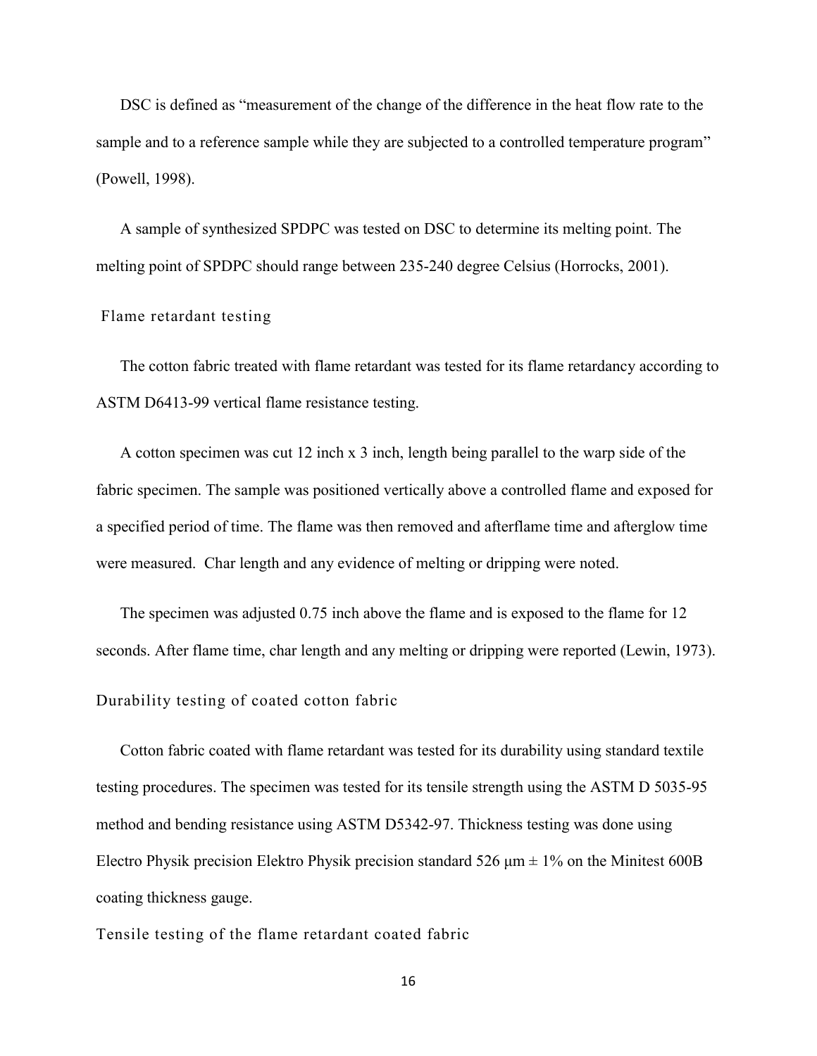DSC is defined as "measurement of the change of the difference in the heat flow rate to the sample and to a reference sample while they are subjected to a controlled temperature program" (Powell, 1998).

A sample of synthesized SPDPC was tested on DSC to determine its melting point. The melting point of SPDPC should range between 235-240 degree Celsius (Horrocks, 2001).

### Flame retardant testing

The cotton fabric treated with flame retardant was tested for its flame retardancy according to ASTM D6413-99 vertical flame resistance testing.

A cotton specimen was cut 12 inch x 3 inch, length being parallel to the warp side of the fabric specimen. The sample was positioned vertically above a controlled flame and exposed for a specified period of time. The flame was then removed and afterflame time and afterglow time were measured. Char length and any evidence of melting or dripping were noted.

The specimen was adjusted 0.75 inch above the flame and is exposed to the flame for 12 seconds. After flame time, char length and any melting or dripping were reported (Lewin, 1973).

### Durability testing of coated cotton fabric

Cotton fabric coated with flame retardant was tested for its durability using standard textile testing procedures. The specimen was tested for its tensile strength using the ASTM D 5035-95 method and bending resistance using ASTM D5342-97. Thickness testing was done using Electro Physik precision Elektro Physik precision standard 526 μm ± 1% on the Minitest 600B coating thickness gauge.

### Tensile testing of the flame retardant coated fabric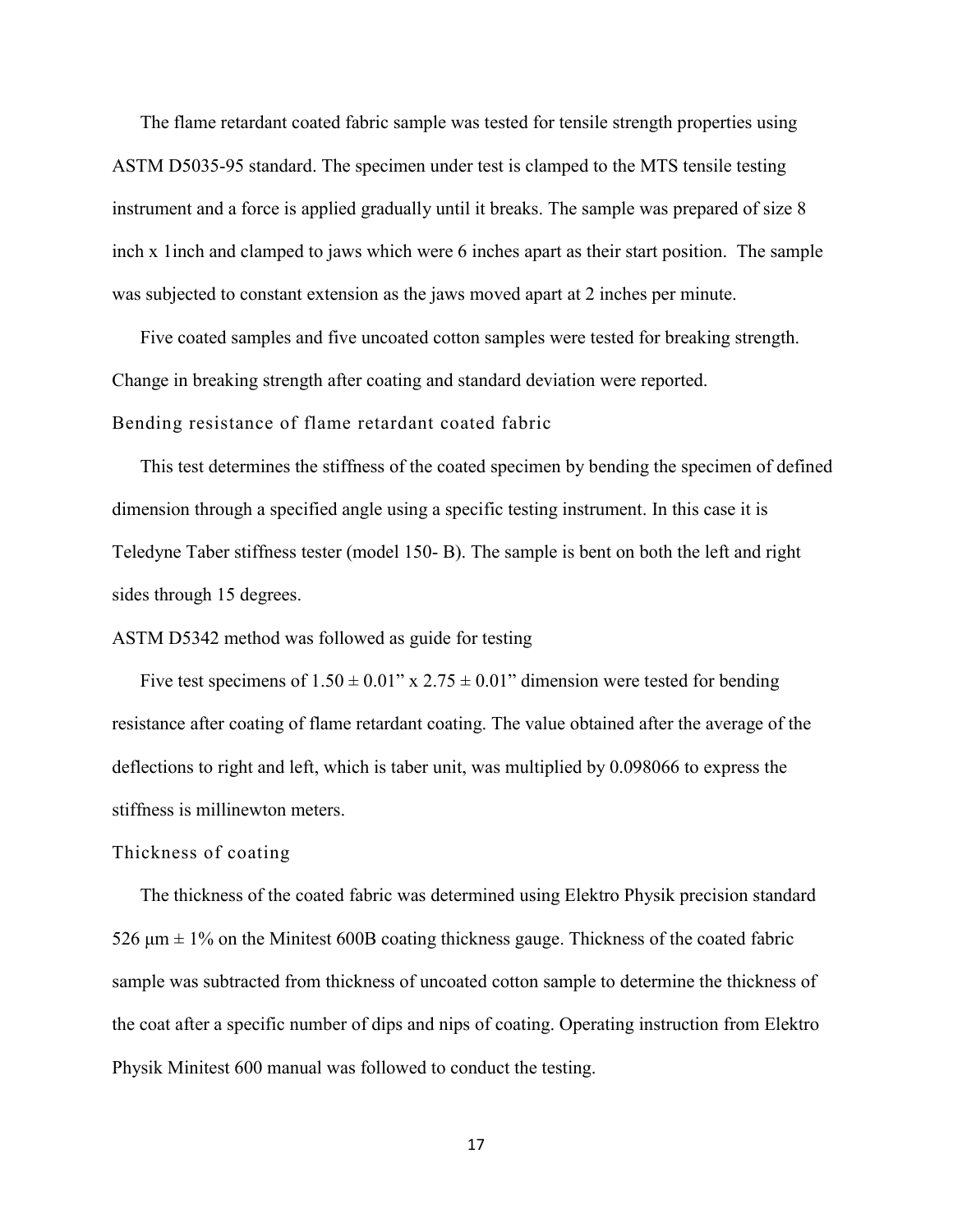The flame retardant coated fabric sample was tested for tensile strength properties using ASTM D5035-95 standard. The specimen under test is clamped to the MTS tensile testing instrument and a force is applied gradually until it breaks. The sample was prepared of size 8 inch x 1inch and clamped to jaws which were 6 inches apart as their start position. The sample was subjected to constant extension as the jaws moved apart at 2 inches per minute.

Five coated samples and five uncoated cotton samples were tested for breaking strength. Change in breaking strength after coating and standard deviation were reported.

### Bending resistance of flame retardant coated fabric

This test determines the stiffness of the coated specimen by bending the specimen of defined dimension through a specified angle using a specific testing instrument. In this case it is Teledyne Taber stiffness tester (model 150- B). The sample is bent on both the left and right sides through 15 degrees.

ASTM D5342 method was followed as guide for testing

Five test specimens of 1.50 ± 0.01" x 2.75 ± 0.01" dimension were tested for bending resistance after coating of flame retardant coating. The value obtained after the average of the deflections to right and left, which is taber unit, was multiplied by 0.098066 to express the stiffness is millinewton meters.

### Thickness of coating

The thickness of the coated fabric was determined using Elektro Physik precision standard 526 μm ± 1% on the Minitest 600B coating thickness gauge. Thickness of the coated fabric sample was subtracted from thickness of uncoated cotton sample to determine the thickness of the coat after a specific number of dips and nips of coating. Operating instruction from Elektro Physik Minitest 600 manual was followed to conduct the testing.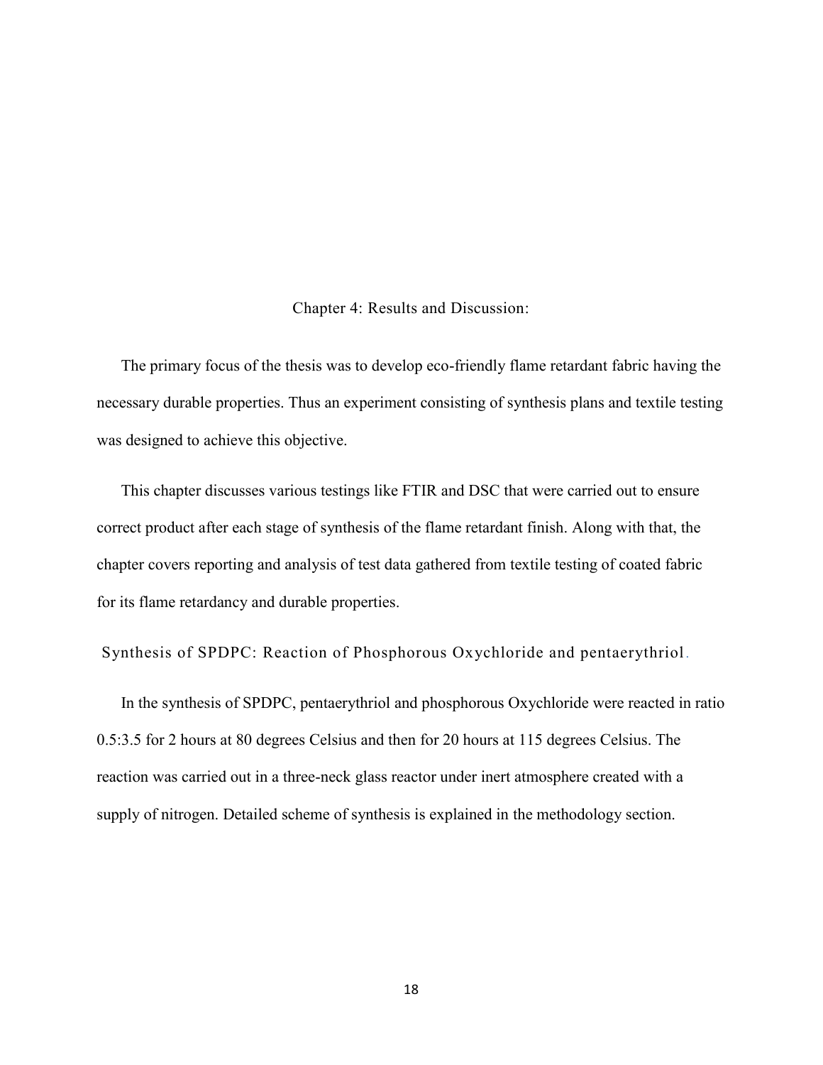# Chapter 4: Results and Discussion:

The primary focus of the thesis was to develop eco-friendly flame retardant fabric having the necessary durable properties. Thus an experiment consisting of synthesis plans and textile testing was designed to achieve this objective.

This chapter discusses various testings like FTIR and DSC that were carried out to ensure correct product after each stage of synthesis of the flame retardant finish. Along with that, the chapter covers reporting and analysis of test data gathered from textile testing of coated fabric for its flame retardancy and durable properties.

## Synthesis of SPDPC: Reaction of Phosphorous Oxychloride and pentaerythriol.

In the synthesis of SPDPC, pentaerythriol and phosphorous Oxychloride were reacted in ratio 0.5:3.5 for 2 hours at 80 degrees Celsius and then for 20 hours at 115 degrees Celsius. The reaction was carried out in a three-neck glass reactor under inert atmosphere created with a supply of nitrogen. Detailed scheme of synthesis is explained in the methodology section.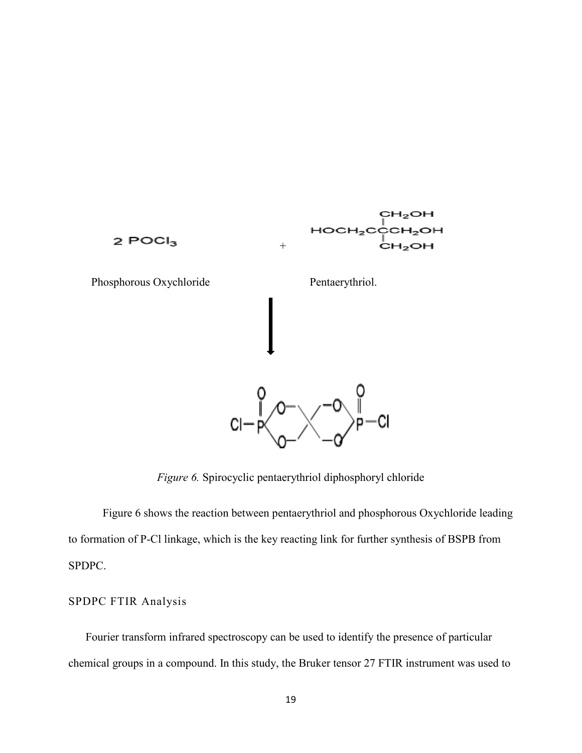*Figure 6.* Spirocyclic pentaerythriol diphosphoryl chloride

Figure 6 shows the reaction between pentaerythriol and phosphorous Oxychloride leading to formation of P-Cl linkage, which is the key reacting link for further synthesis of BSPB from SPDPC.

## SPDPC FTIR Analysis

Fourier transform infrared spectroscopy can be used to identify the presence of particular chemical groups in a compound. In this study, the Bruker tensor 27 FTIR instrument was used to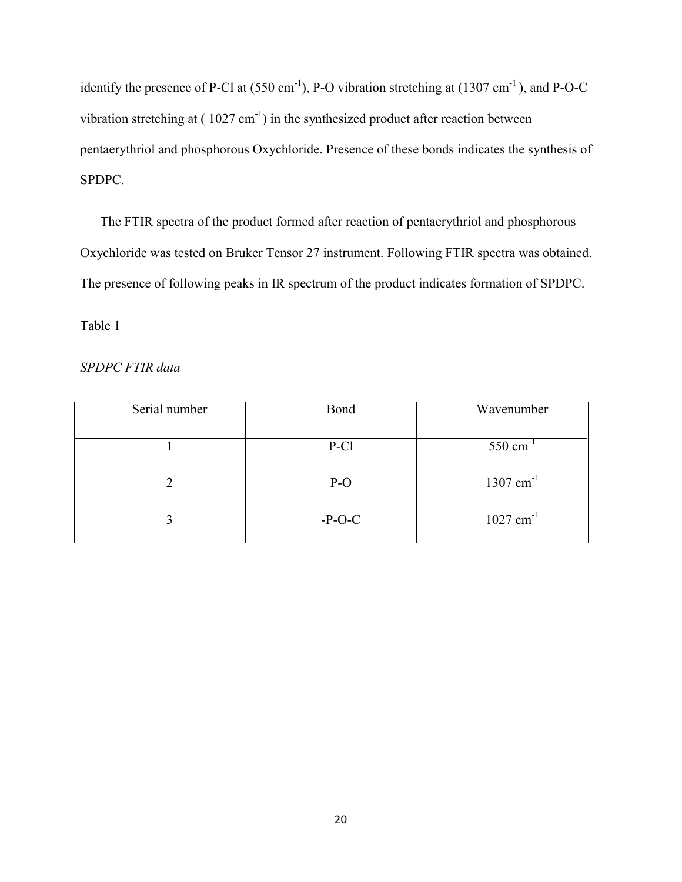identify the presence of P-Cl at (550 $cm^{-1}$), P-O vibration stretching at (1307 $cm^{-1}$ ), and P-O-C vibration stretching at ( 1027 $cm^{-1}$) in the synthesized product after reaction between pentaerythriol and phosphorous Oxychloride. Presence of these bonds indicates the synthesis of SPDPC.

The FTIR spectra of the product formed after reaction of pentaerythriol and phosphorous Oxychloride was tested on Bruker Tensor 27 instrument. Following FTIR spectra was obtained. The presence of following peaks in IR spectrum of the product indicates formation of SPDPC.

Table 1

*SPDPC FTIR data*

| Serial number | Bond | Wavenumber |
|---|---|---|
| 1 | P-Cl | 550 $cm^{-1}$ |
| 2 | P-O | 1307 $cm^{-1}$ |
| 3 | -P-O-C | 1027 $cm^{-1}$ |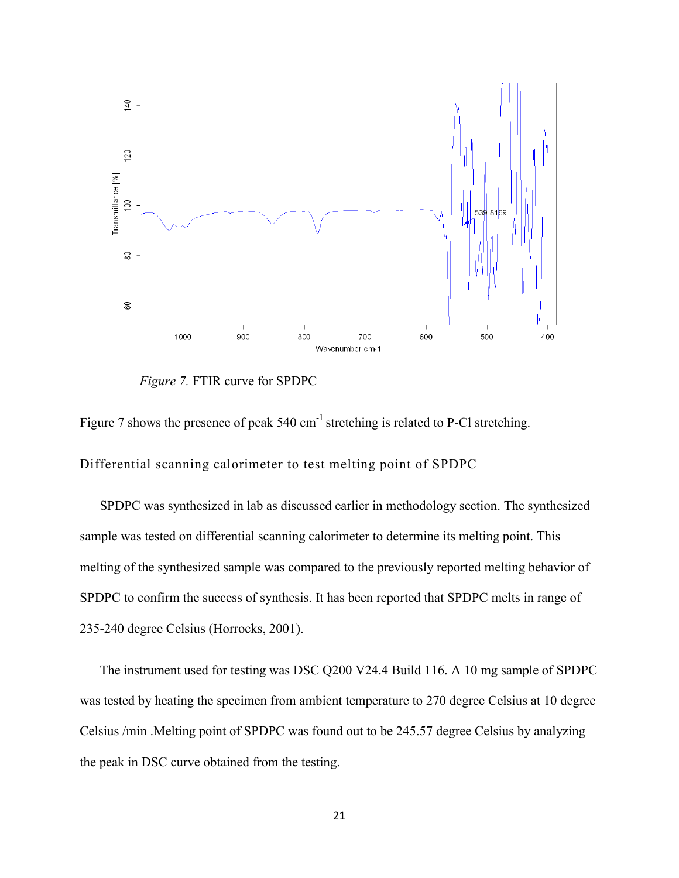*Figure 7.* FTIR curve for SPDPC

Figure 7 shows the presence of peak 540 $cm^{-1}$ stretching is related to P-Cl stretching.

## Differential scanning calorimeter to test melting point of SPDPC

SPDPC was synthesized in lab as discussed earlier in methodology section. The synthesized sample was tested on differential scanning calorimeter to determine its melting point. This melting of the synthesized sample was compared to the previously reported melting behavior of SPDPC to confirm the success of synthesis. It has been reported that SPDPC melts in range of 235-240 degree Celsius (Horrocks, 2001).

The instrument used for testing was DSC Q200 V24.4 Build 116. A 10 mg sample of SPDPC was tested by heating the specimen from ambient temperature to 270 degree Celsius at 10 degree Celsius /min .Melting point of SPDPC was found out to be 245.57 degree Celsius by analyzing the peak in DSC curve obtained from the testing.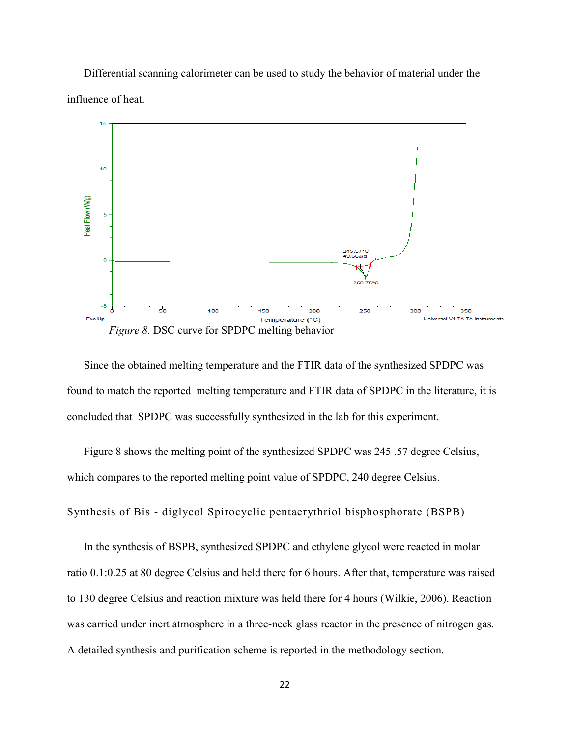Differential scanning calorimeter can be used to study the behavior of material under the influence of heat.

*Figure 8.* DSC curve for SPDPC melting behavior

Since the obtained melting temperature and the FTIR data of the synthesized SPDPC was found to match the reported melting temperature and FTIR data of SPDPC in the literature, it is concluded that SPDPC was successfully synthesized in the lab for this experiment.

Figure 8 shows the melting point of the synthesized SPDPC was 245 .57 degree Celsius, which compares to the reported melting point value of SPDPC, 240 degree Celsius.

### Synthesis of Bis - diglycol Spirocyclic pentaerythriol bisphosphorate (BSPB)

In the synthesis of BSPB, synthesized SPDPC and ethylene glycol were reacted in molar ratio 0.1:0.25 at 80 degree Celsius and held there for 6 hours. After that, temperature was raised to 130 degree Celsius and reaction mixture was held there for 4 hours (Wilkie, 2006). Reaction was carried under inert atmosphere in a three-neck glass reactor in the presence of nitrogen gas. A detailed synthesis and purification scheme is reported in the methodology section.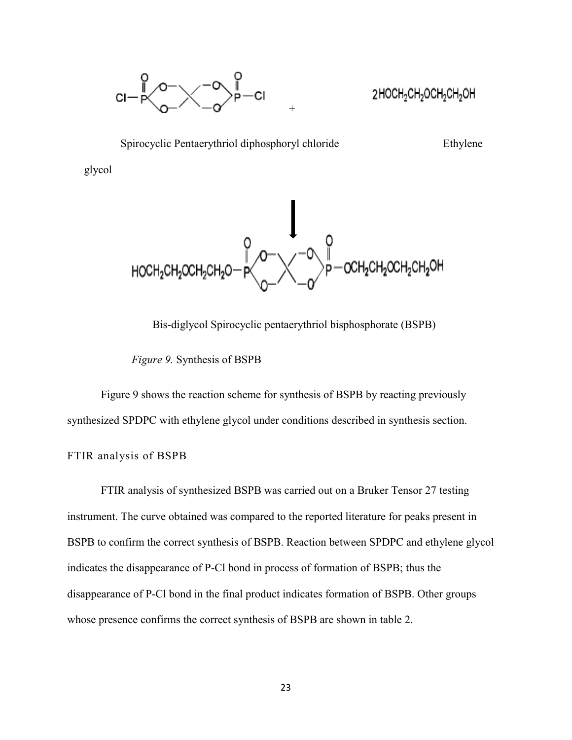Spirocyclic Pentaerythriol diphosphoryl chloride + $2HOCH_2CH_2OCH_2CH_2OH$ Ethylene glycol

Bis-diglycol Spirocyclic pentaerythriol bisphosphorate (BSPB)

*Figure 9.* Synthesis of BSPB

Figure 9 shows the reaction scheme for synthesis of BSPB by reacting previously synthesized SPDPC with ethylene glycol under conditions described in synthesis section.

### FTIR analysis of BSPB

FTIR analysis of synthesized BSPB was carried out on a Bruker Tensor 27 testing instrument. The curve obtained was compared to the reported literature for peaks present in BSPB to confirm the correct synthesis of BSPB. Reaction between SPDPC and ethylene glycol indicates the disappearance of P-Cl bond in process of formation of BSPB; thus the disappearance of P-Cl bond in the final product indicates formation of BSPB. Other groups whose presence confirms the correct synthesis of BSPB are shown in table 2.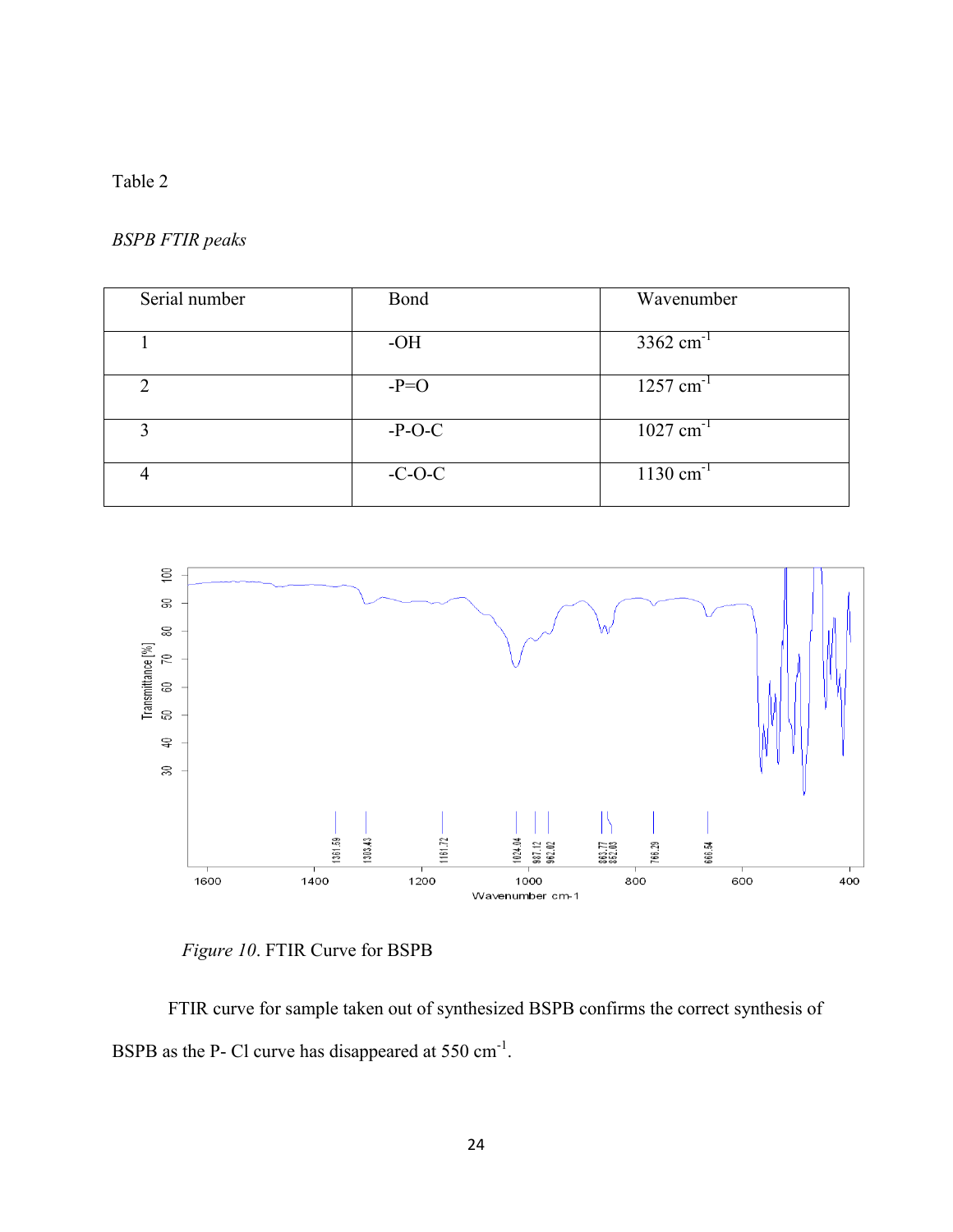Table 2

*BSPB FTIR peaks*

| Serial number | Bond | Wavenumber |
|---|---|---|
| 1 | -OH | 3362 $cm^{-1}$ |
| 2 | -P=O | 1257 $cm^{-1}$ |
| 3 | -P-O-C | 1027 $cm^{-1}$ |
| 4 | -C-O-C | 1130 $cm^{-1}$ |

*Figure 10*. FTIR Curve for BSPB

FTIR curve for sample taken out of synthesized BSPB confirms the correct synthesis of BSPB as the P- Cl curve has disappeared at 550 $cm^{-1}$.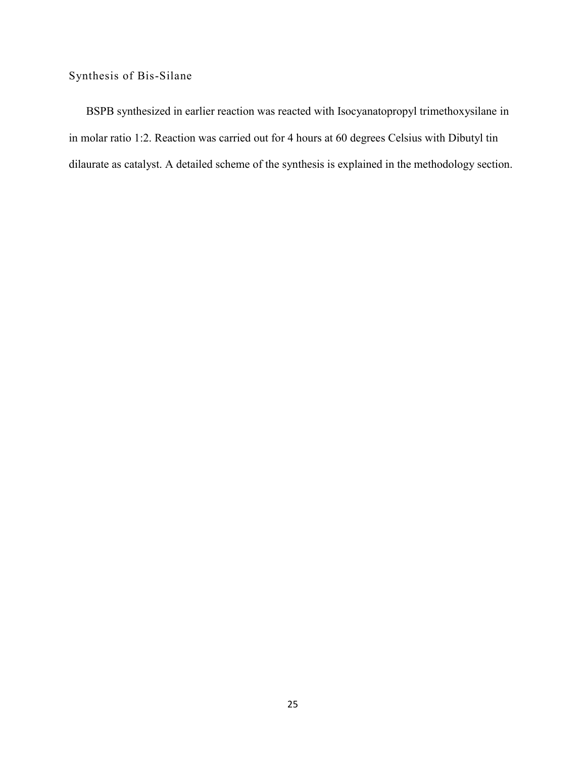## Synthesis of Bis-Silane

BSPB synthesized in earlier reaction was reacted with Isocyanatopropyl trimethoxysilane in in molar ratio 1:2. Reaction was carried out for 4 hours at 60 degrees Celsius with Dibutyl tin dilaurate as catalyst. A detailed scheme of the synthesis is explained in the methodology section.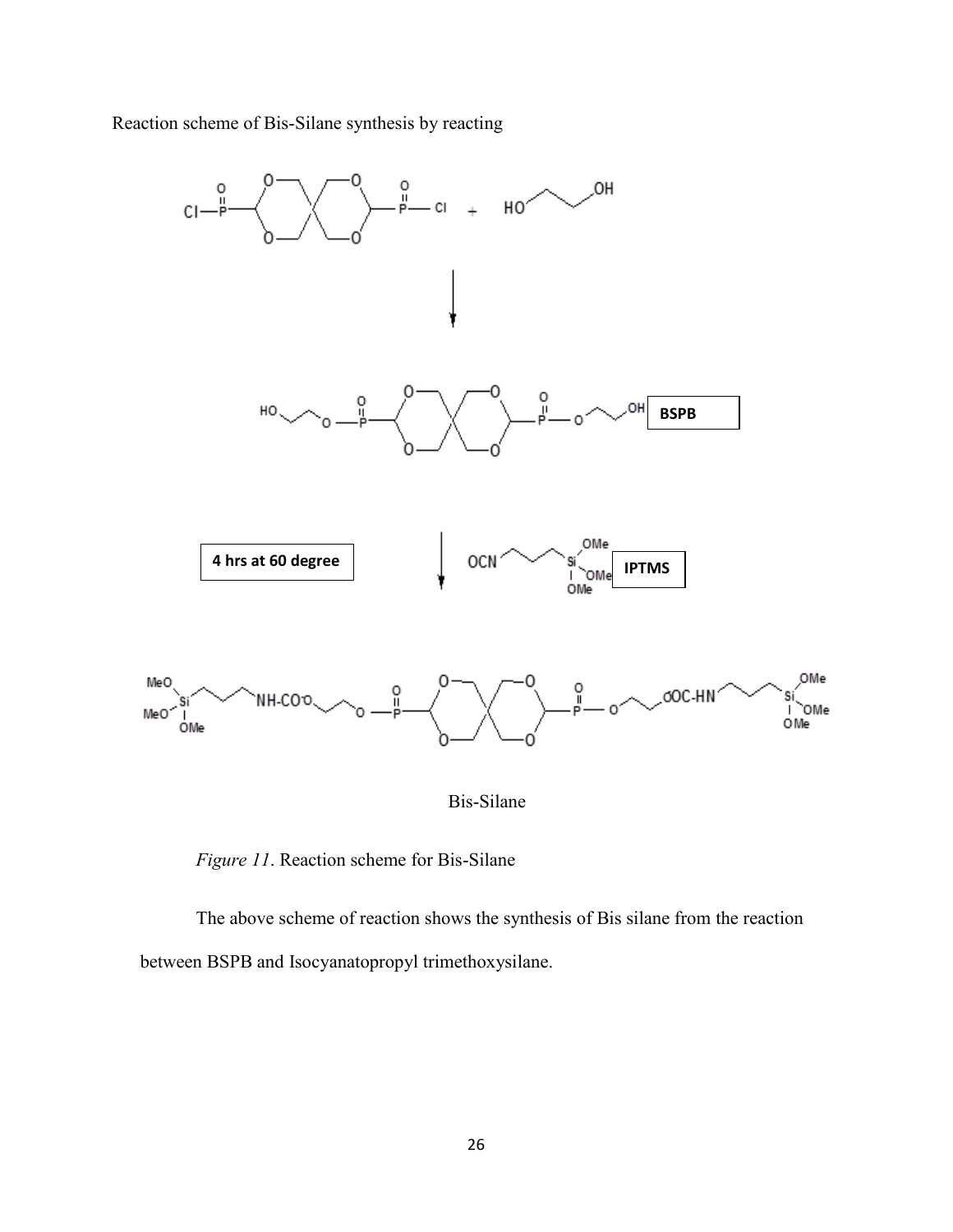Reaction scheme of Bis-Silane synthesis by reacting

BSPB

4 hrs at 60 degree

IPTMS

Bis-Silane

*Figure 11*. Reaction scheme for Bis-Silane

The above scheme of reaction shows the synthesis of Bis silane from the reaction between BSPB and Isocyanatopropyl trimethoxysilane.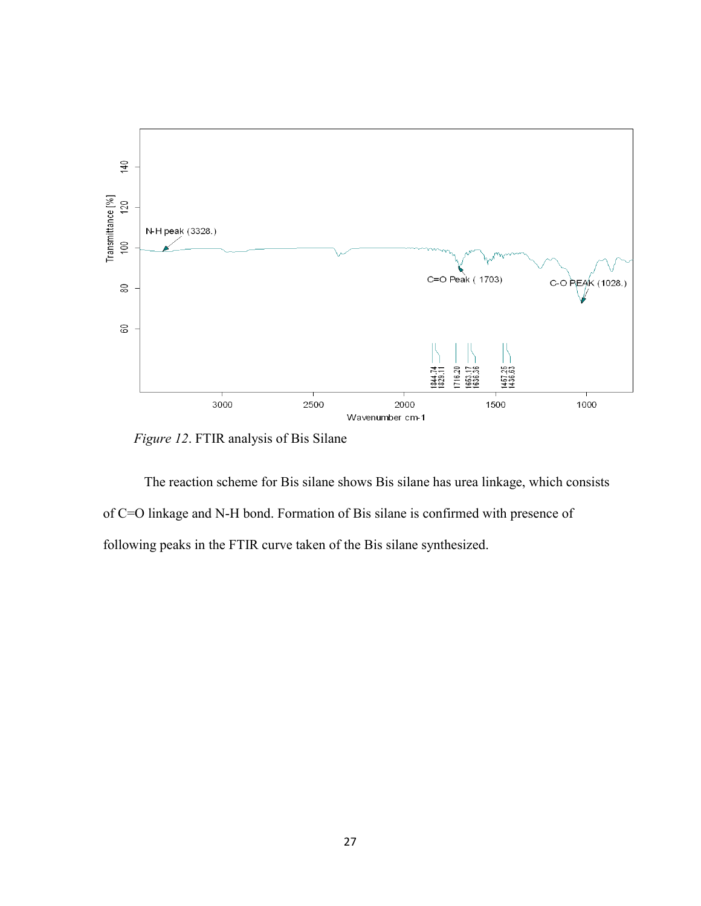*Figure 12*. FTIR analysis of Bis Silane

The reaction scheme for Bis silane shows Bis silane has urea linkage, which consists of C=O linkage and N-H bond. Formation of Bis silane is confirmed with presence of following peaks in the FTIR curve taken of the Bis silane synthesized.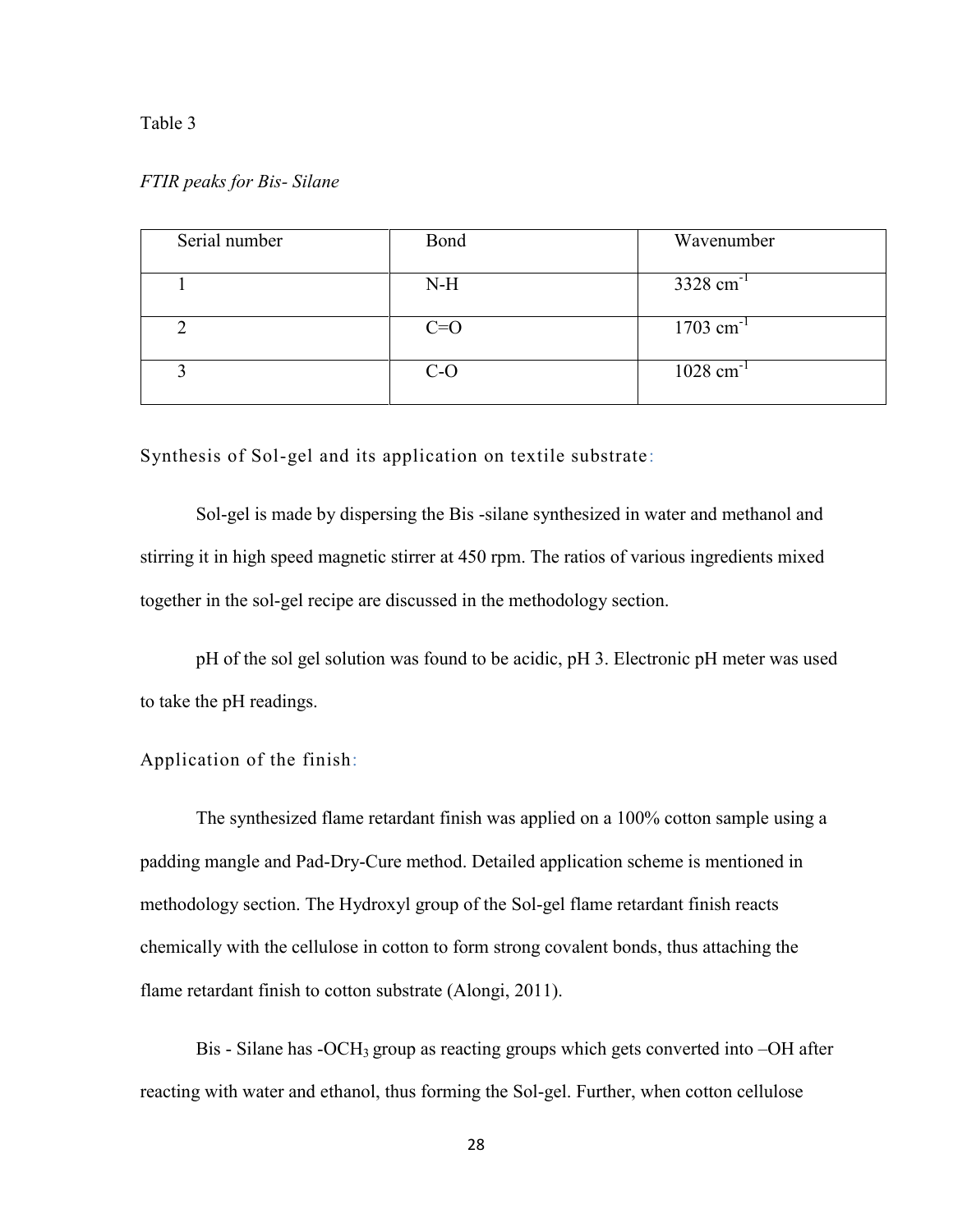Table 3

*FTIR peaks for Bis- Silane*

| Serial number | Bond | Wavenumber |
|---|---|---|
| 1 | N-H | 3328 $cm^{-1}$ |
| 2 | C=O | 1703 $cm^{-1}$ |
| 3 | C-O | 1028 $cm^{-1}$ |

## Synthesis of Sol-gel and its application on textile substrate:

Sol-gel is made by dispersing the Bis -silane synthesized in water and methanol and stirring it in high speed magnetic stirrer at 450 rpm. The ratios of various ingredients mixed together in the sol-gel recipe are discussed in the methodology section.

pH of the sol gel solution was found to be acidic, pH 3. Electronic pH meter was used to take the pH readings.

## Application of the finish:

The synthesized flame retardant finish was applied on a 100% cotton sample using a padding mangle and Pad-Dry-Cure method. Detailed application scheme is mentioned in methodology section. The Hydroxyl group of the Sol-gel flame retardant finish reacts chemically with the cellulose in cotton to form strong covalent bonds, thus attaching the flame retardant finish to cotton substrate (Alongi, 2011).

Bis - Silane has -$OCH_3$ group as reacting groups which gets converted into –OH after reacting with water and ethanol, thus forming the Sol-gel. Further, when cotton cellulose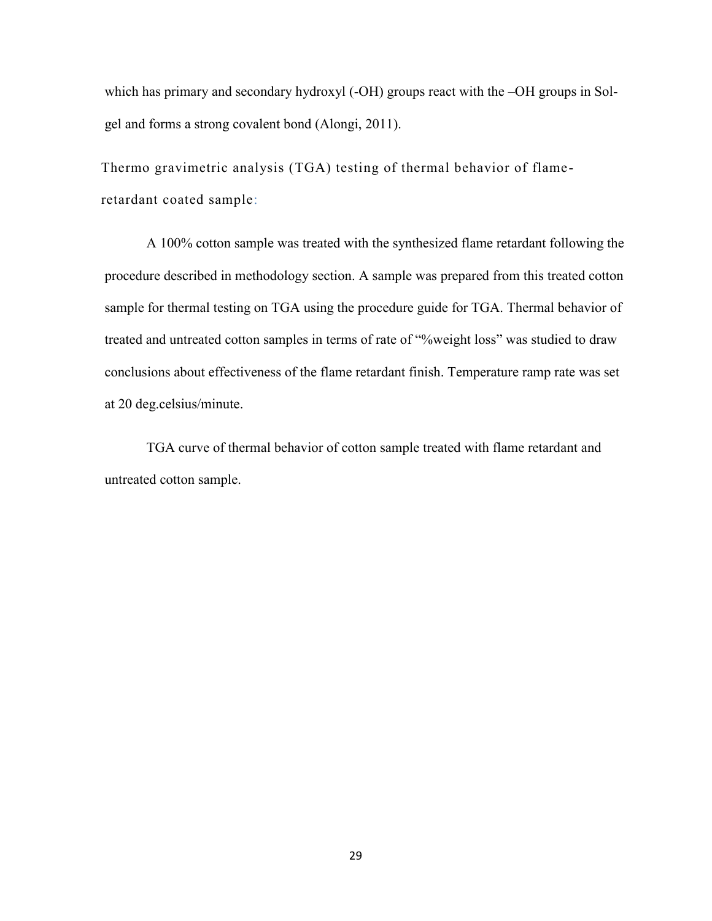which has primary and secondary hydroxyl (-OH) groups react with the –OH groups in Sol-gel and forms a strong covalent bond (Alongi, 2011).

### Thermo gravimetric analysis (TGA) testing of thermal behavior of flame-retardant coated sample:

A 100% cotton sample was treated with the synthesized flame retardant following the procedure described in methodology section. A sample was prepared from this treated cotton sample for thermal testing on TGA using the procedure guide for TGA. Thermal behavior of treated and untreated cotton samples in terms of rate of "%weight loss" was studied to draw conclusions about effectiveness of the flame retardant finish. Temperature ramp rate was set at 20 deg.celsius/minute.

TGA curve of thermal behavior of cotton sample treated with flame retardant and untreated cotton sample.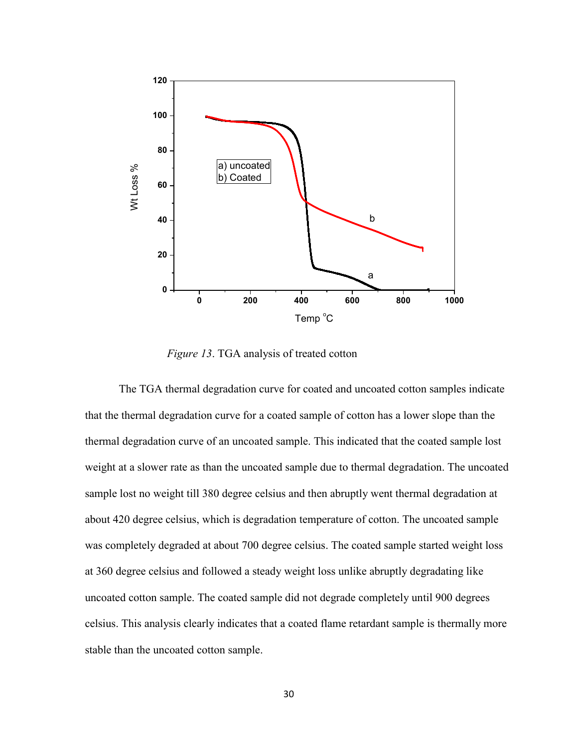*Figure 13*. TGA analysis of treated cotton

The TGA thermal degradation curve for coated and uncoated cotton samples indicate that the thermal degradation curve for a coated sample of cotton has a lower slope than the thermal degradation curve of an uncoated sample. This indicated that the coated sample lost weight at a slower rate as than the uncoated sample due to thermal degradation. The uncoated sample lost no weight till 380 degree celsius and then abruptly went thermal degradation at about 420 degree celsius, which is degradation temperature of cotton. The uncoated sample was completely degraded at about 700 degree celsius. The coated sample started weight loss at 360 degree celsius and followed a steady weight loss unlike abruptly degradating like uncoated cotton sample. The coated sample did not degrade completely until 900 degrees celsius. This analysis clearly indicates that a coated flame retardant sample is thermally more stable than the uncoated cotton sample.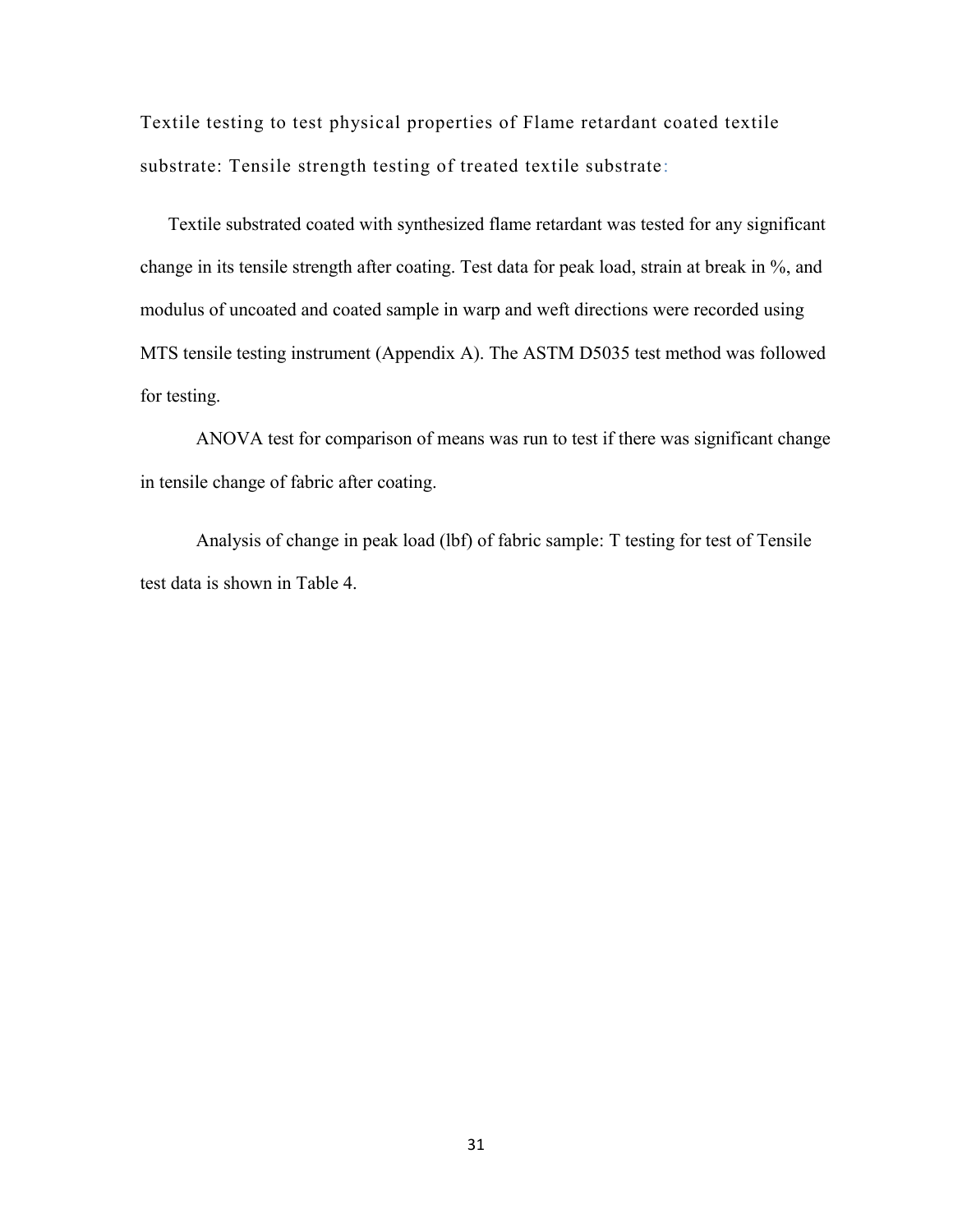## Textile testing to test physical properties of Flame retardant coated textile substrate: Tensile strength testing of treated textile substrate:

Textile substrated coated with synthesized flame retardant was tested for any significant change in its tensile strength after coating. Test data for peak load, strain at break in %, and modulus of uncoated and coated sample in warp and weft directions were recorded using MTS tensile testing instrument (Appendix A). The ASTM D5035 test method was followed for testing.

ANOVA test for comparison of means was run to test if there was significant change in tensile change of fabric after coating.

Analysis of change in peak load (lbf) of fabric sample: T testing for test of Tensile test data is shown in Table 4.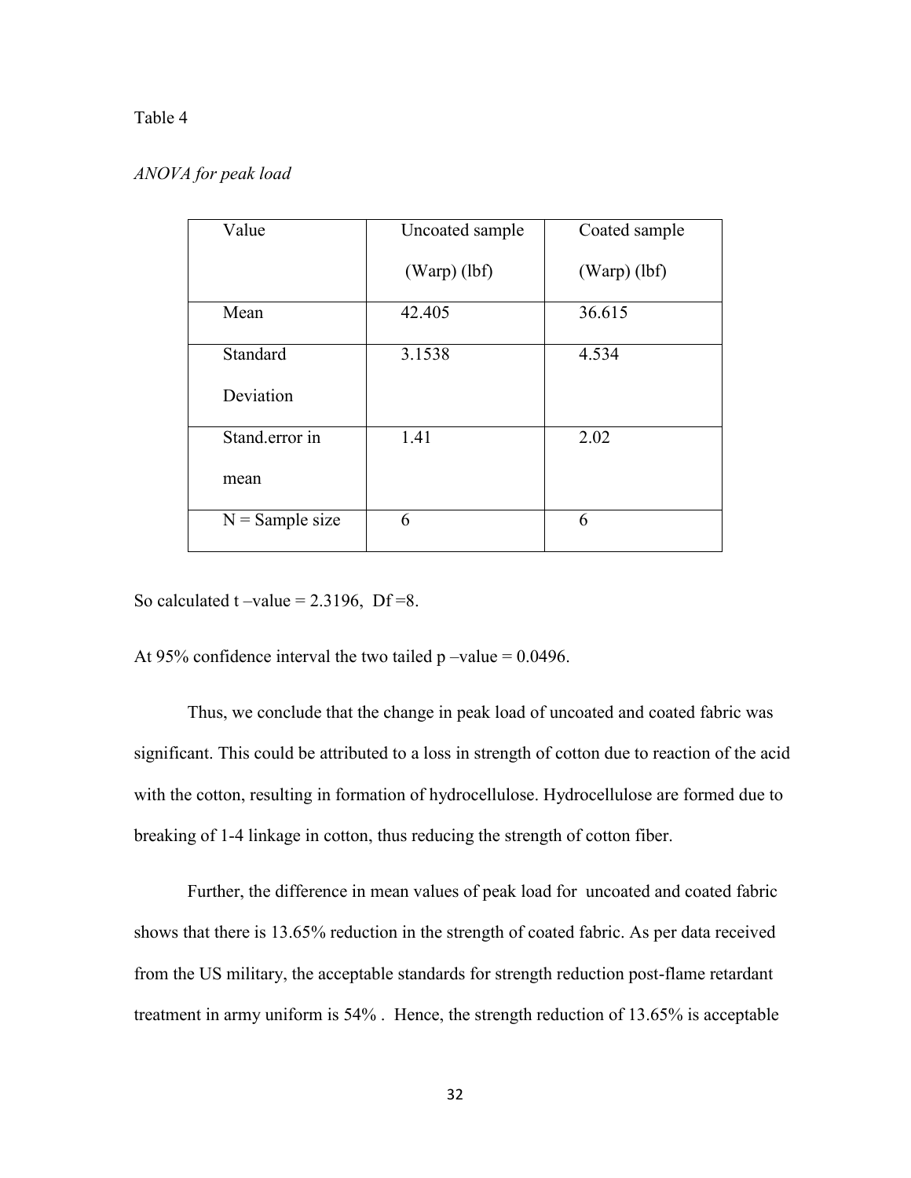Table 4

*ANOVA for peak load*

| Value | Uncoated sample (Warp) (lbf) | Coated sample (Warp) (lbf) |
|---|---|---|
| Mean | 42.405 | 36.615 |
| Standard Deviation | 3.1538 | 4.534 |
| Stand.error in mean | 1.41 | 2.02 |
| N = Sample size | 6 | 6 |

So calculated t –value = 2.3196, Df =8.

At 95% confidence interval the two tailed p –value = 0.0496.

Thus, we conclude that the change in peak load of uncoated and coated fabric was significant. This could be attributed to a loss in strength of cotton due to reaction of the acid with the cotton, resulting in formation of hydrocellulose. Hydrocellulose are formed due to breaking of 1-4 linkage in cotton, thus reducing the strength of cotton fiber.

Further, the difference in mean values of peak load for uncoated and coated fabric shows that there is 13.65% reduction in the strength of coated fabric. As per data received from the US military, the acceptable standards for strength reduction post-flame retardant treatment in army uniform is 54% . Hence, the strength reduction of 13.65% is acceptable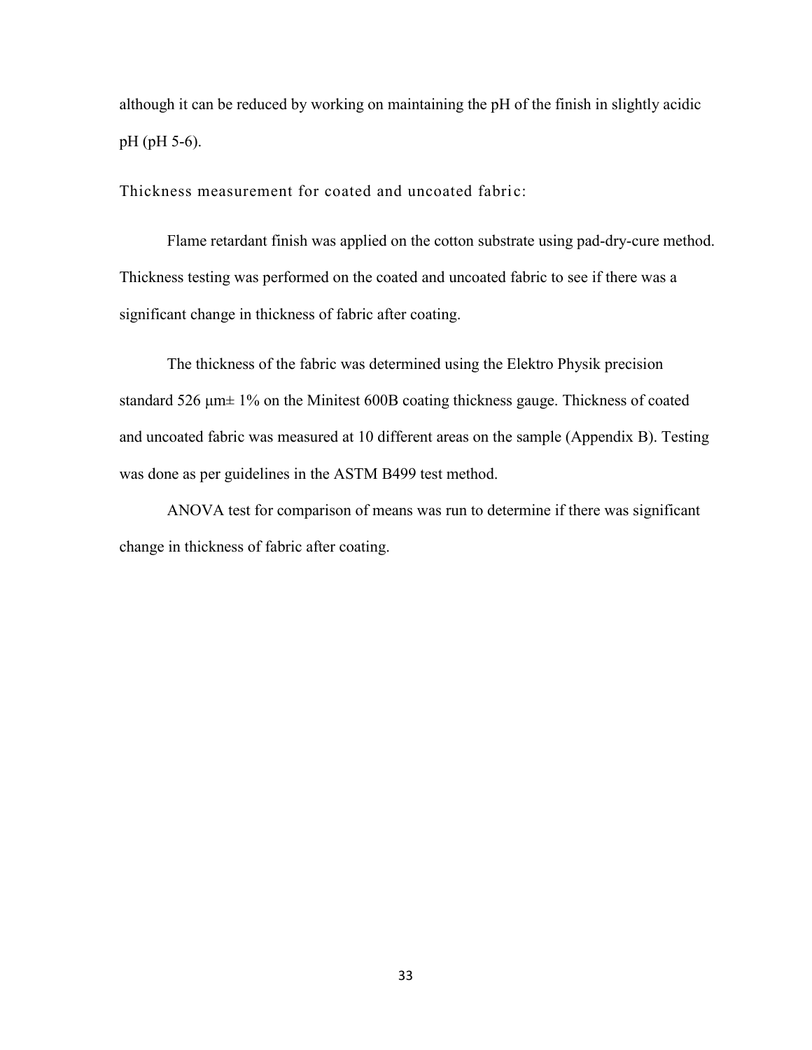although it can be reduced by working on maintaining the pH of the finish in slightly acidic pH (pH 5-6).

## Thickness measurement for coated and uncoated fabric:

Flame retardant finish was applied on the cotton substrate using pad-dry-cure method. Thickness testing was performed on the coated and uncoated fabric to see if there was a significant change in thickness of fabric after coating.

The thickness of the fabric was determined using the Elektro Physik precision standard 526 μm± 1% on the Minitest 600B coating thickness gauge. Thickness of coated and uncoated fabric was measured at 10 different areas on the sample (Appendix B). Testing was done as per guidelines in the ASTM B499 test method.

ANOVA test for comparison of means was run to determine if there was significant change in thickness of fabric after coating.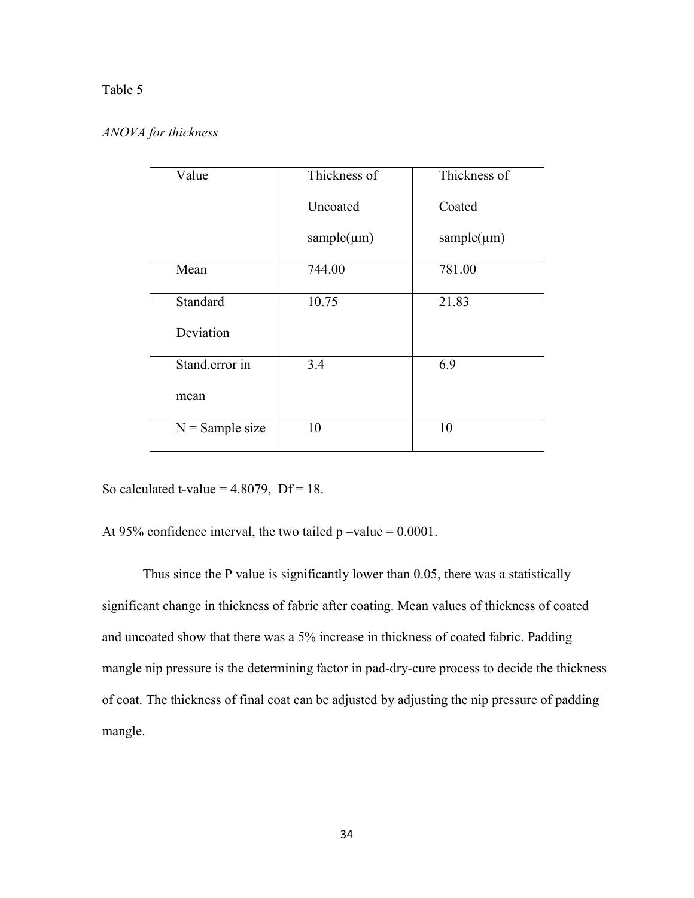Table 5

*ANOVA for thickness*

| Value | Thickness of Uncoated sample(μm) | Thickness of Coated sample(μm) |
|---|---|---|
| Mean | 744.00 | 781.00 |
| Standard Deviation | 10.75 | 21.83 |
| Stand.error in mean | 3.4 | 6.9 |
| N = Sample size | 10 | 10 |

So calculated t-value = 4.8079,  Df = 18.

At 95% confidence interval, the two tailed p –value = 0.0001.

Thus since the P value is significantly lower than 0.05, there was a statistically significant change in thickness of fabric after coating. Mean values of thickness of coated and uncoated show that there was a 5% increase in thickness of coated fabric. Padding mangle nip pressure is the determining factor in pad-dry-cure process to decide the thickness of coat. The thickness of final coat can be adjusted by adjusting the nip pressure of padding mangle.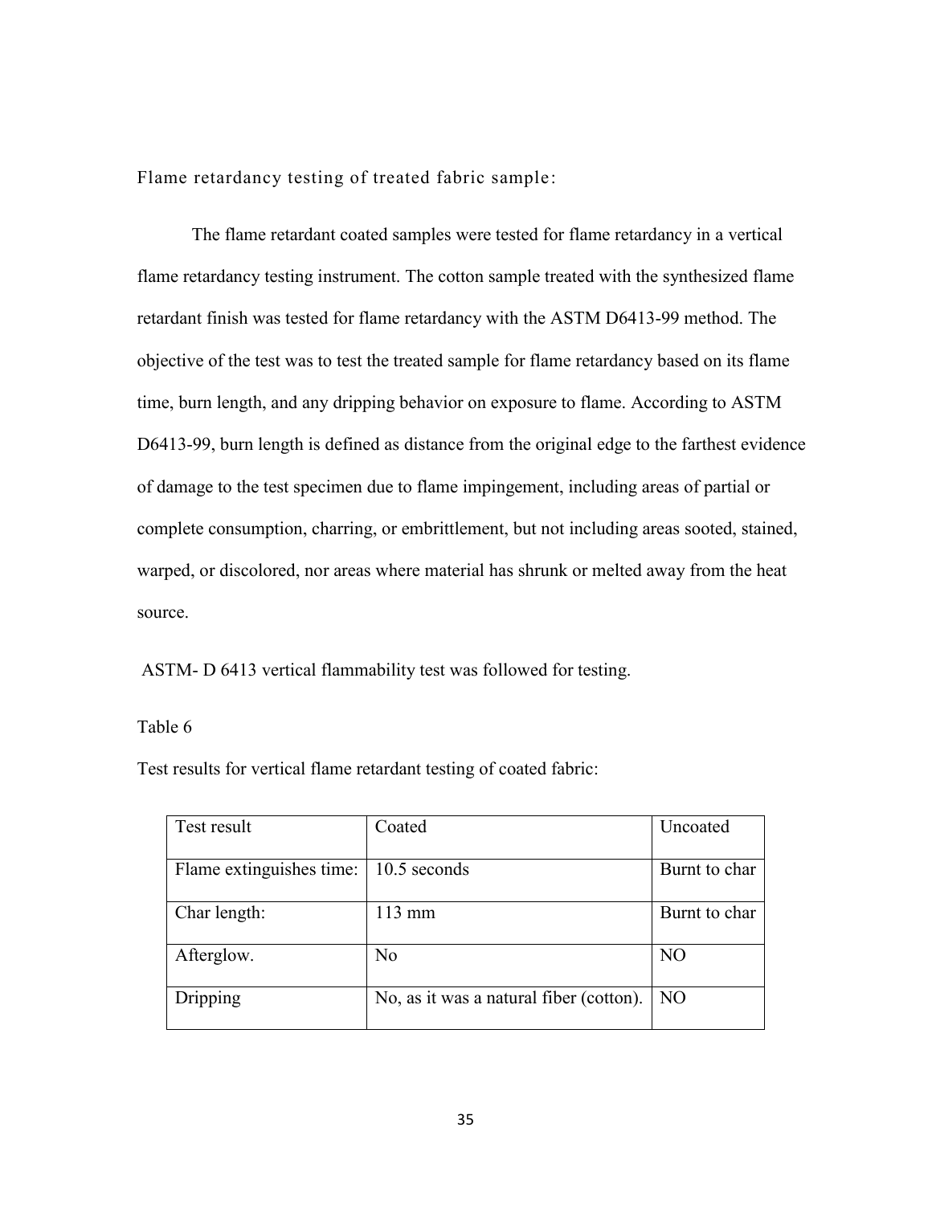Flame retardancy testing of treated fabric sample:

The flame retardant coated samples were tested for flame retardancy in a vertical flame retardancy testing instrument. The cotton sample treated with the synthesized flame retardant finish was tested for flame retardancy with the ASTM D6413-99 method. The objective of the test was to test the treated sample for flame retardancy based on its flame time, burn length, and any dripping behavior on exposure to flame. According to ASTM D6413-99, burn length is defined as distance from the original edge to the farthest evidence of damage to the test specimen due to flame impingement, including areas of partial or complete consumption, charring, or embrittlement, but not including areas sooted, stained, warped, or discolored, nor areas where material has shrunk or melted away from the heat source.

ASTM- D 6413 vertical flammability test was followed for testing.

Table 6

Test results for vertical flame retardant testing of coated fabric:

| Test result | Coated | Uncoated |
|---|---|---|
| Flame extinguishes time: | 10.5 seconds | Burnt to char |
| Char length: | 113 mm | Burnt to char |
| Afterglow. | No | NO |
| Dripping | No, as it was a natural fiber (cotton). | NO |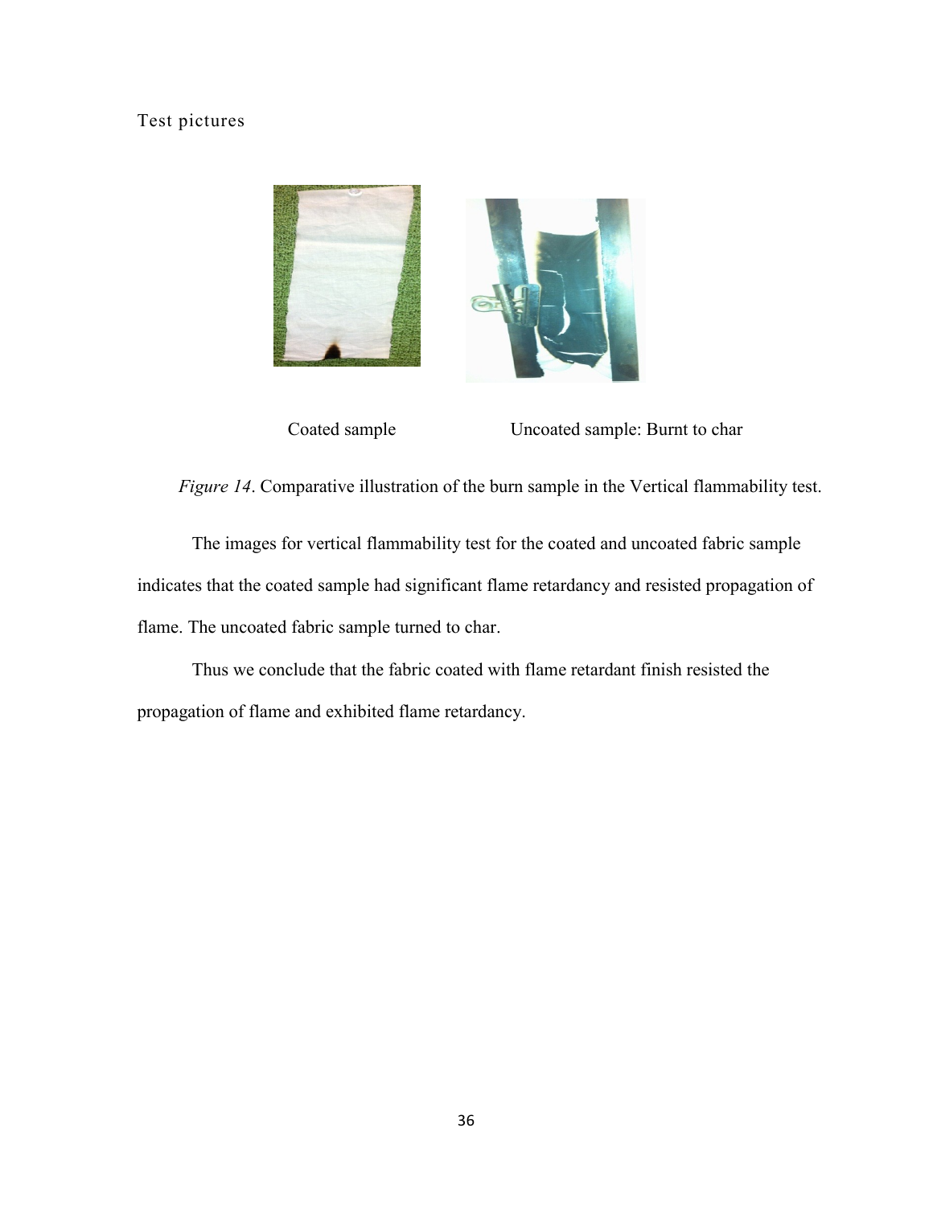Test pictures

Coated sample Uncoated sample: Burnt to char

*Figure 14*. Comparative illustration of the burn sample in the Vertical flammability test.

The images for vertical flammability test for the coated and uncoated fabric sample indicates that the coated sample had significant flame retardancy and resisted propagation of flame. The uncoated fabric sample turned to char.

Thus we conclude that the fabric coated with flame retardant finish resisted the propagation of flame and exhibited flame retardancy.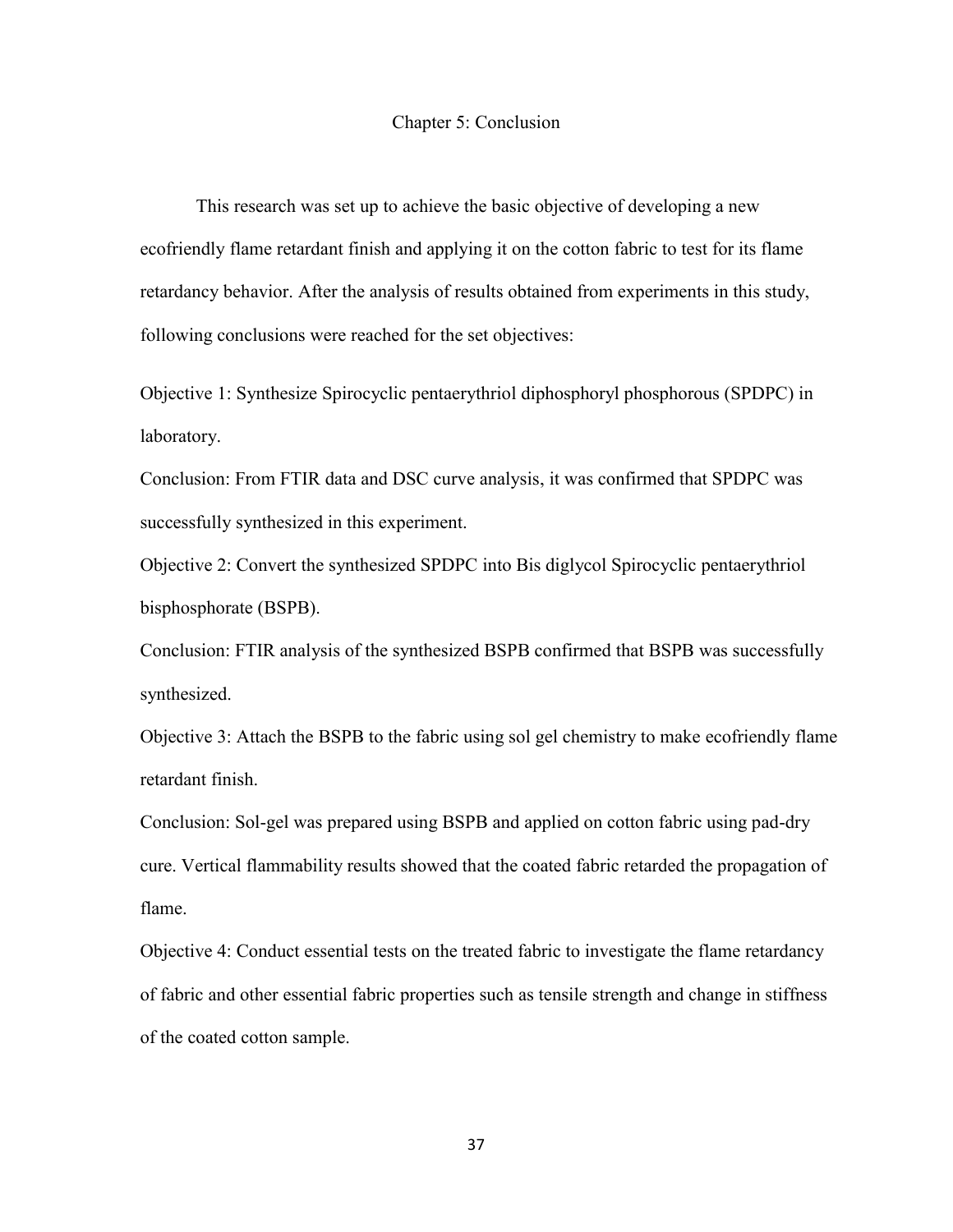# Chapter 5: Conclusion

This research was set up to achieve the basic objective of developing a new ecofriendly flame retardant finish and applying it on the cotton fabric to test for its flame retardancy behavior. After the analysis of results obtained from experiments in this study, following conclusions were reached for the set objectives:

Objective 1: Synthesize Spirocyclic pentaerythriol diphosphoryl phosphorous (SPDPC) in laboratory.

Conclusion: From FTIR data and DSC curve analysis, it was confirmed that SPDPC was successfully synthesized in this experiment.

Objective 2: Convert the synthesized SPDPC into Bis diglycol Spirocyclic pentaerythriol bisphosphorate (BSPB).

Conclusion: FTIR analysis of the synthesized BSPB confirmed that BSPB was successfully synthesized.

Objective 3: Attach the BSPB to the fabric using sol gel chemistry to make ecofriendly flame retardant finish.

Conclusion: Sol-gel was prepared using BSPB and applied on cotton fabric using pad-dry cure. Vertical flammability results showed that the coated fabric retarded the propagation of flame.

Objective 4: Conduct essential tests on the treated fabric to investigate the flame retardancy of fabric and other essential fabric properties such as tensile strength and change in stiffness of the coated cotton sample.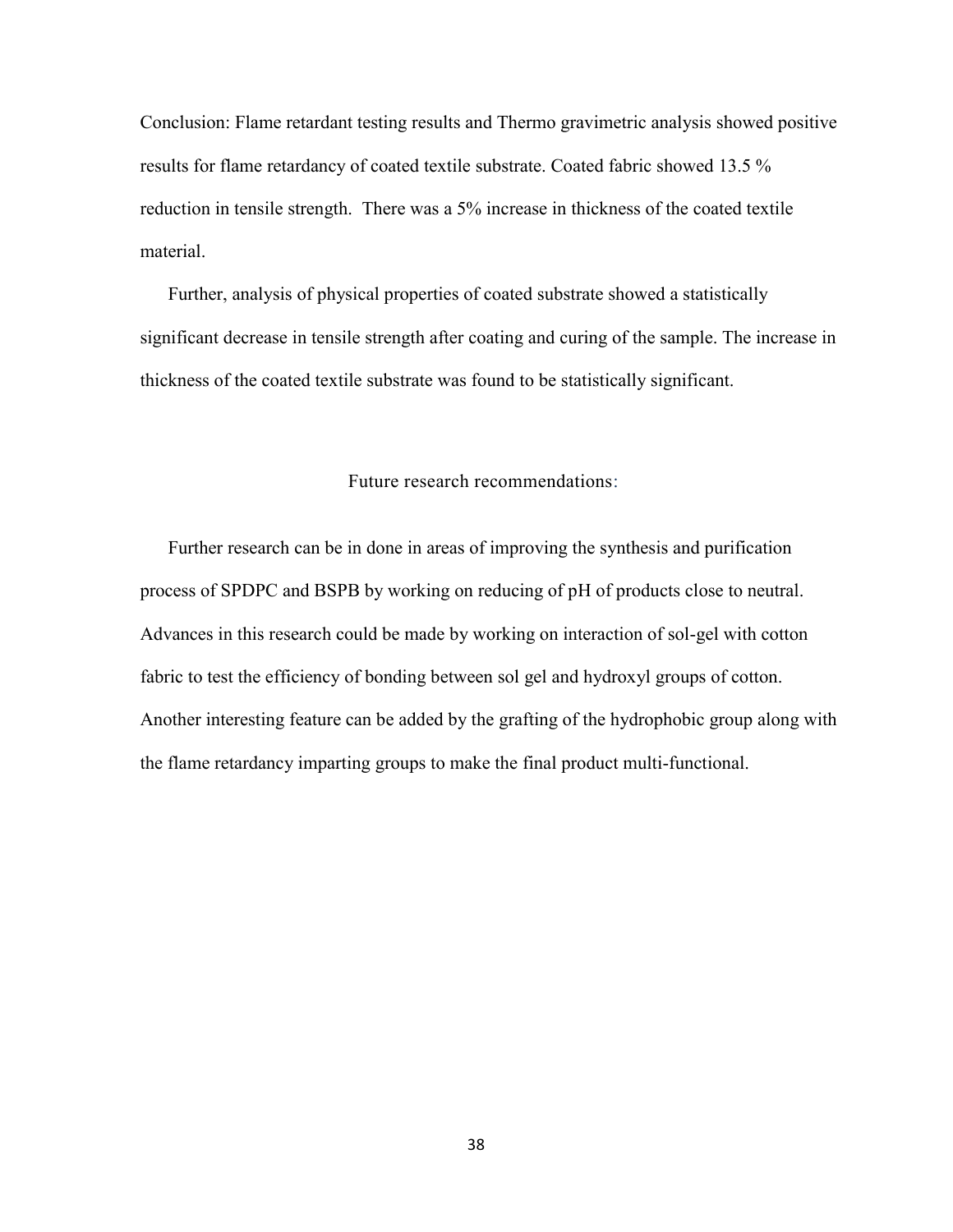Conclusion: Flame retardant testing results and Thermo gravimetric analysis showed positive results for flame retardancy of coated textile substrate. Coated fabric showed 13.5 % reduction in tensile strength. There was a 5% increase in thickness of the coated textile material.

Further, analysis of physical properties of coated substrate showed a statistically significant decrease in tensile strength after coating and curing of the sample. The increase in thickness of the coated textile substrate was found to be statistically significant.

## Future research recommendations:

Further research can be in done in areas of improving the synthesis and purification process of SPDPC and BSPB by working on reducing of pH of products close to neutral. Advances in this research could be made by working on interaction of sol-gel with cotton fabric to test the efficiency of bonding between sol gel and hydroxyl groups of cotton. Another interesting feature can be added by the grafting of the hydrophobic group along with the flame retardancy imparting groups to make the final product multi-functional.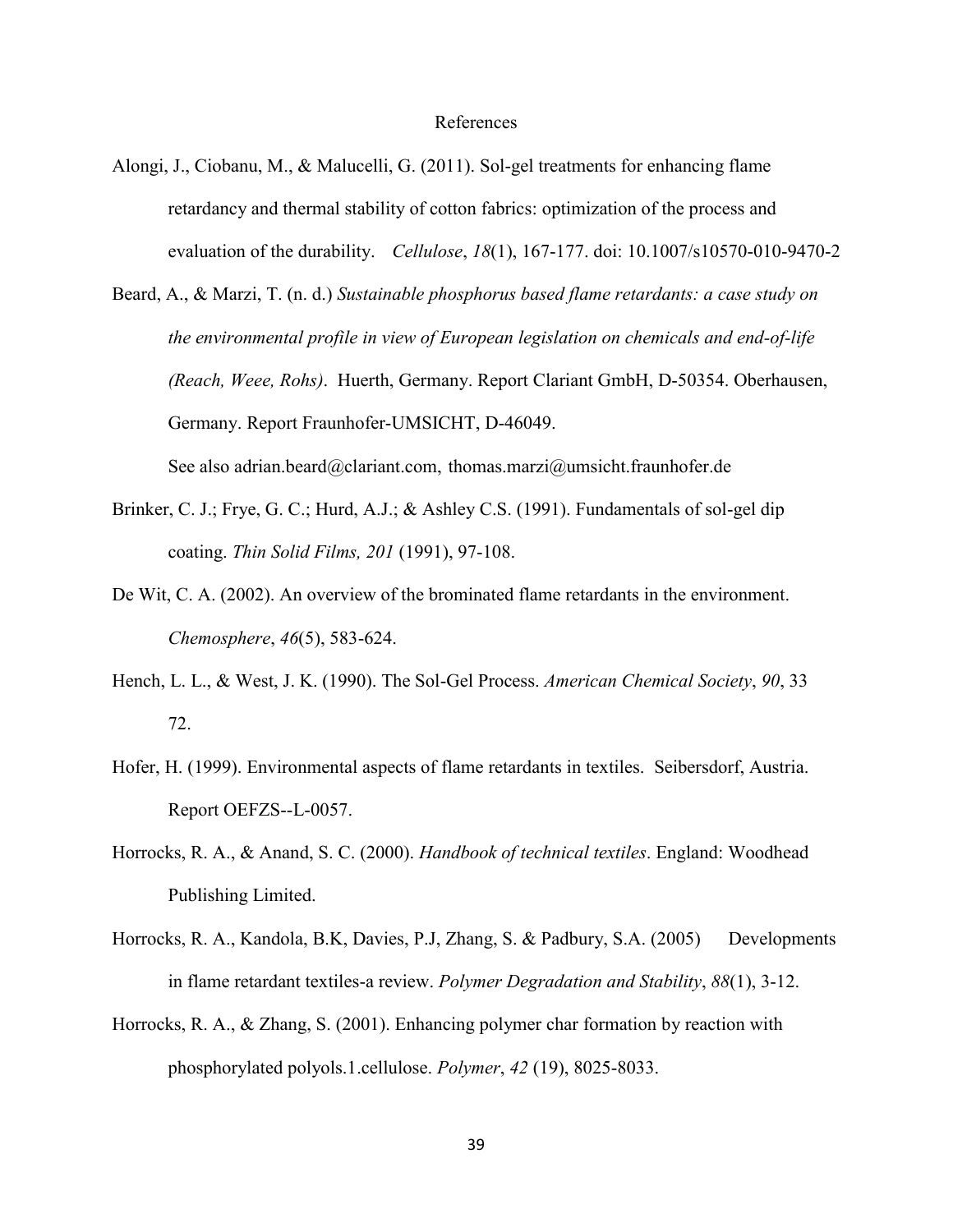# References

Alongi, J., Ciobanu, M., & Malucelli, G. (2011). Sol-gel treatments for enhancing flame retardancy and thermal stability of cotton fabrics: optimization of the process and evaluation of the durability. *Cellulose*, *18*(1), 167-177. doi: 10.1007/s10570-010-9470-2

Beard, A., & Marzi, T. (n. d.) *Sustainable phosphorus based flame retardants: a case study on the environmental profile in view of European legislation on chemicals and end-of-life (Reach, Weee, Rohs)*. Huerth, Germany. Report Clariant GmbH, D-50354. Oberhausen, Germany. Report Fraunhofer-UMSICHT, D-46049.

See also adrian.beard@clariant.com, thomas.marzi@umsicht.fraunhofer.de

Brinker, C. J.; Frye, G. C.; Hurd, A.J.; & Ashley C.S. (1991). Fundamentals of sol-gel dip coating. *Thin Solid Films, 201* (1991), 97-108.

De Wit, C. A. (2002). An overview of the brominated flame retardants in the environment. *Chemosphere*, *46*(5), 583-624.

Hench, L. L., & West, J. K. (1990). The Sol-Gel Process. *American Chemical Society*, *90*, 33 72.

Hofer, H. (1999). Environmental aspects of flame retardants in textiles. Seibersdorf, Austria. Report OEFZS--L-0057.

Horrocks, R. A., & Anand, S. C. (2000). *Handbook of technical textiles*. England: Woodhead Publishing Limited.

Horrocks, R. A., Kandola, B.K, Davies, P.J, Zhang, S. & Padbury, S.A. (2005) Developments in flame retardant textiles-a review. *Polymer Degradation and Stability*, *88*(1), 3-12.

Horrocks, R. A., & Zhang, S. (2001). Enhancing polymer char formation by reaction with phosphorylated polyols.1.cellulose. *Polymer*, *42* (19), 8025-8033.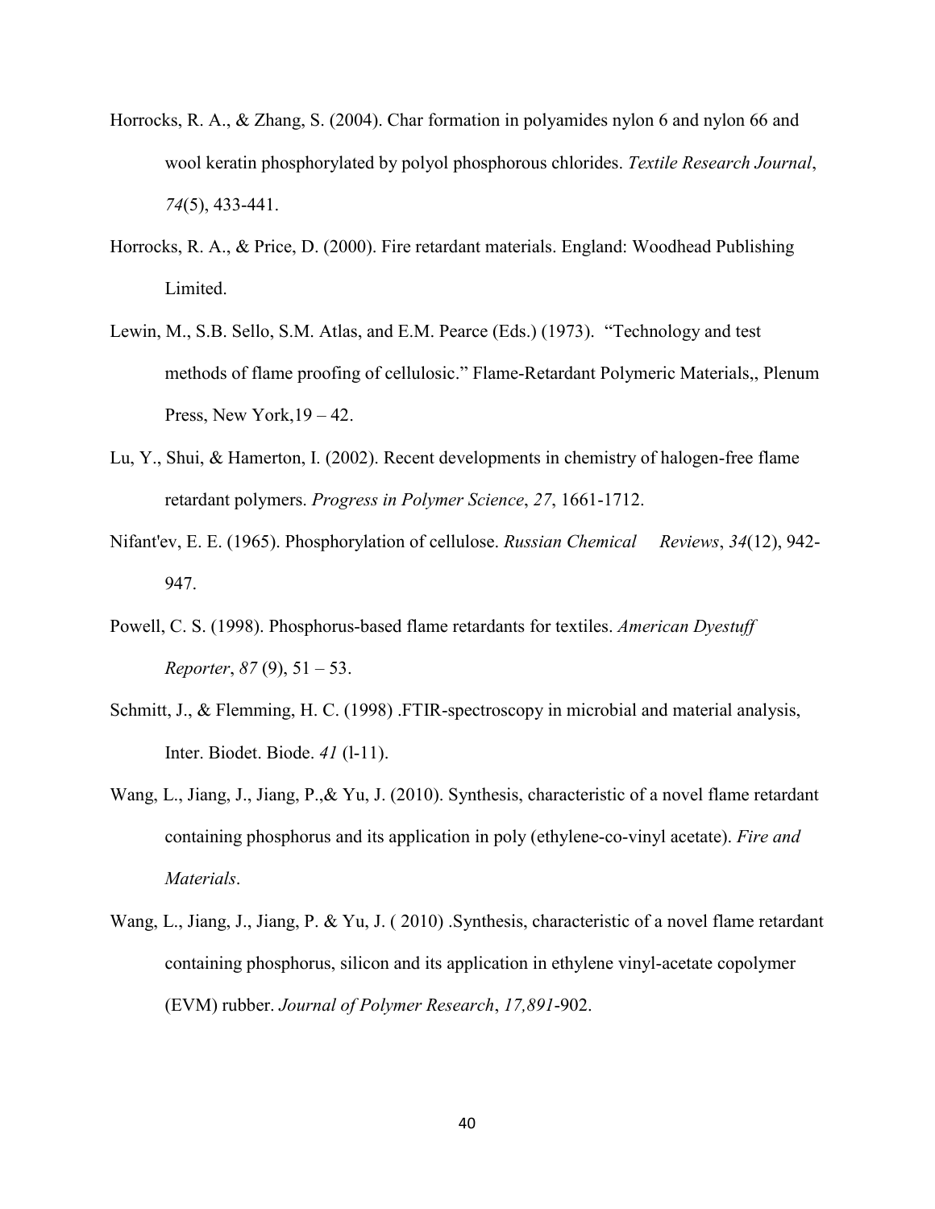Horrocks, R. A., & Zhang, S. (2004). Char formation in polyamides nylon 6 and nylon 66 and wool keratin phosphorylated by polyol phosphorous chlorides. *Textile Research Journal*, *74*(5), 433-441.

Horrocks, R. A., & Price, D. (2000). Fire retardant materials. England: Woodhead Publishing Limited.

Lewin, M., S.B. Sello, S.M. Atlas, and E.M. Pearce (Eds.) (1973). "Technology and test methods of flame proofing of cellulosic." Flame-Retardant Polymeric Materials,, Plenum Press, New York,19 – 42.

Lu, Y., Shui, & Hamerton, I. (2002). Recent developments in chemistry of halogen-free flame retardant polymers. *Progress in Polymer Science*, *27*, 1661-1712.

Nifant'ev, E. E. (1965). Phosphorylation of cellulose. *Russian Chemical Reviews*, *34*(12), 942-947.

Powell, C. S. (1998). Phosphorus-based flame retardants for textiles. *American Dyestuff Reporter*, *87* (9), 51 – 53.

Schmitt, J., & Flemming, H. C. (1998) .FTIR-spectroscopy in microbial and material analysis, Inter. Biodet. Biode. *41* (l-11).

Wang, L., Jiang, J., Jiang, P.,& Yu, J. (2010). Synthesis, characteristic of a novel flame retardant containing phosphorus and its application in poly (ethylene-co-vinyl acetate). *Fire and Materials*.

Wang, L., Jiang, J., Jiang, P. & Yu, J. ( 2010) .Synthesis, characteristic of a novel flame retardant containing phosphorus, silicon and its application in ethylene vinyl-acetate copolymer (EVM) rubber. *Journal of Polymer Research*, *17,891*-902.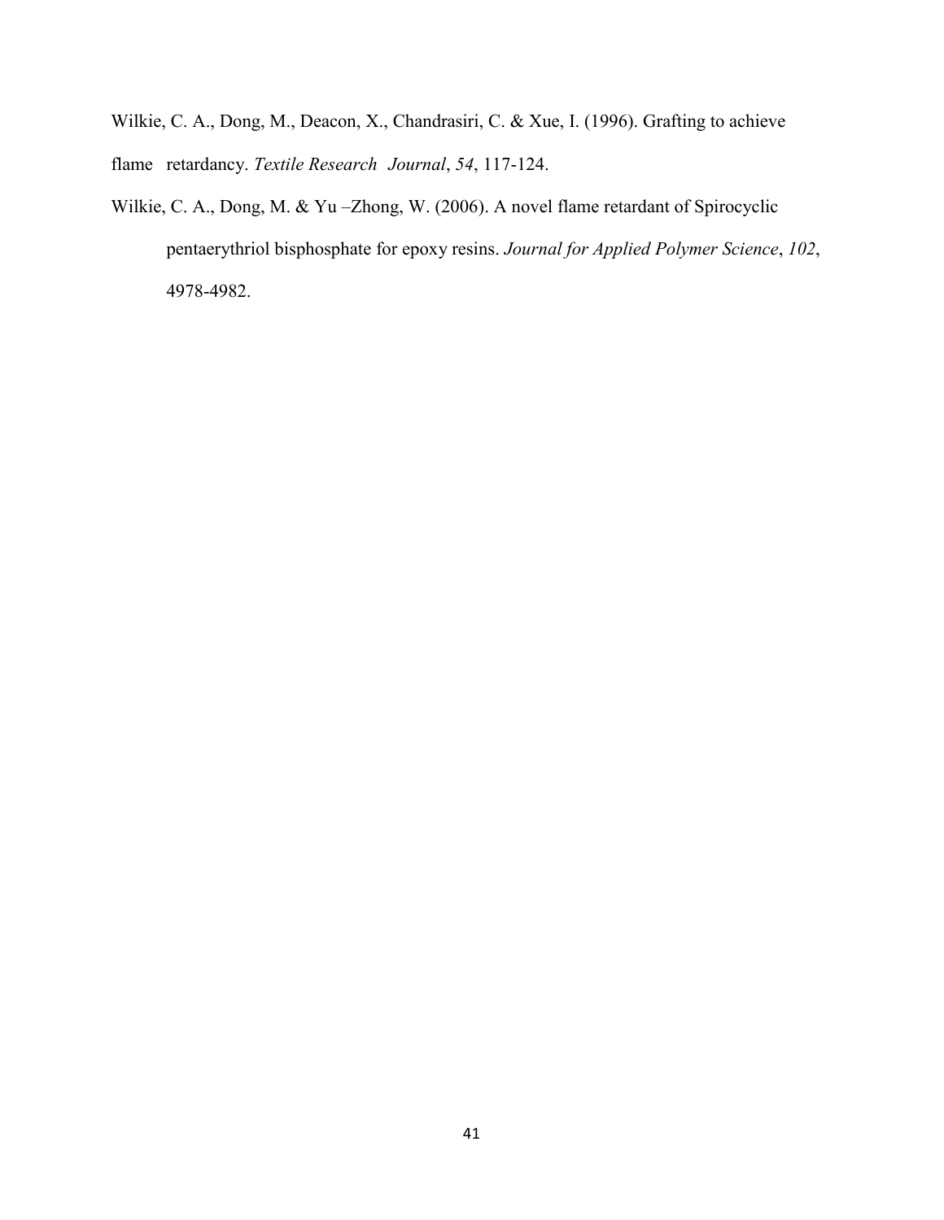Wilkie, C. A., Dong, M., Deacon, X., Chandrasiri, C. & Xue, I. (1996). Grafting to achieve flame retardancy. *Textile Research Journal*, *54*, 117-124.

Wilkie, C. A., Dong, M. & Yu –Zhong, W. (2006). A novel flame retardant of Spirocyclic pentaerythriol bisphosphate for epoxy resins. *Journal for Applied Polymer Science*, *102*, 4978-4982.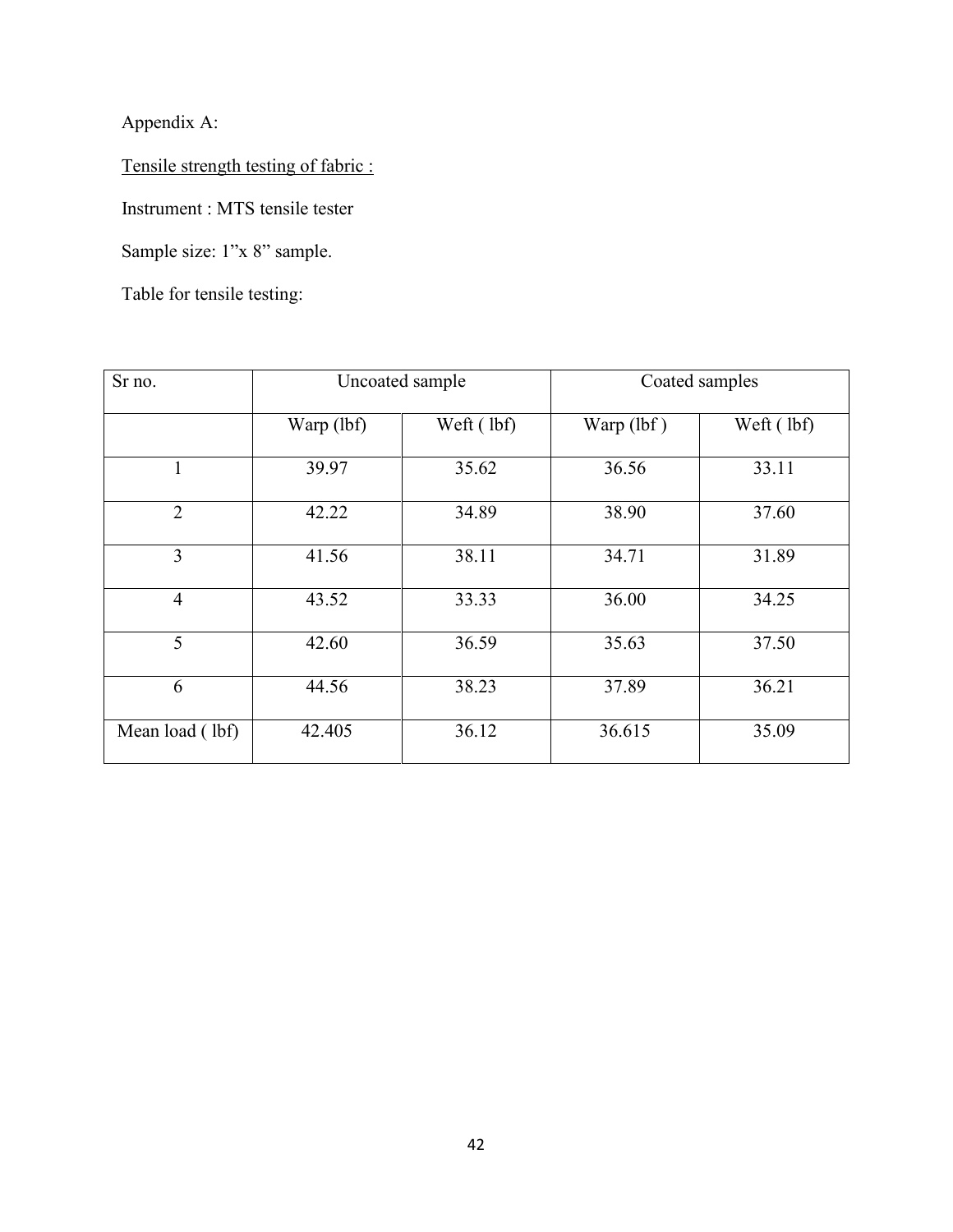Appendix A:

<u>Tensile strength testing of fabric :</u>

Instrument : MTS tensile tester

Sample size: 1"x 8" sample.

Table for tensile testing:

| Sr no. | Uncoated sample | | Coated samples | |
|---|---|---|---|---|
| | Warp (lbf) | Weft ( lbf) | Warp (lbf ) | Weft ( lbf) |
| 1 | 39.97 | 35.62 | 36.56 | 33.11 |
| 2 | 42.22 | 34.89 | 38.90 | 37.60 |
| 3 | 41.56 | 38.11 | 34.71 | 31.89 |
| 4 | 43.52 | 33.33 | 36.00 | 34.25 |
| 5 | 42.60 | 36.59 | 35.63 | 37.50 |
| 6 | 44.56 | 38.23 | 37.89 | 36.21 |
| Mean load ( lbf) | 42.405 | 36.12 | 36.615 | 35.09 |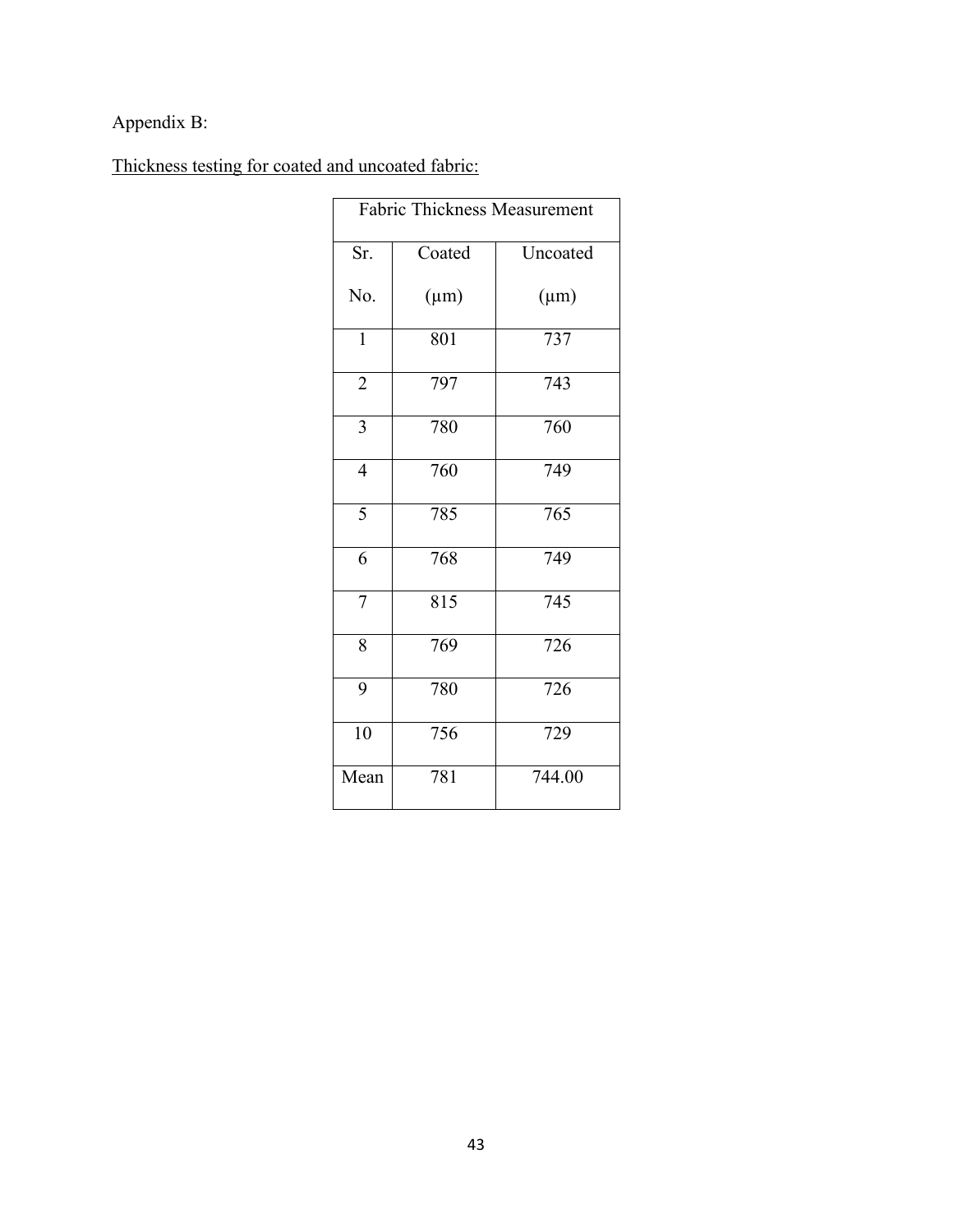Appendix B:

Thickness testing for coated and uncoated fabric:

| Fabric Thickness Measurement | | |
|---|---|---|
| Sr. No. | Coated (μm) | Uncoated (μm) |
| 1 | 801 | 737 |
| 2 | 797 | 743 |
| 3 | 780 | 760 |
| 4 | 760 | 749 |
| 5 | 785 | 765 |
| 6 | 768 | 749 |
| 7 | 815 | 745 |
| 8 | 769 | 726 |
| 9 | 780 | 726 |
| 10 | 756 | 729 |
| Mean | 781 | 744.00 |